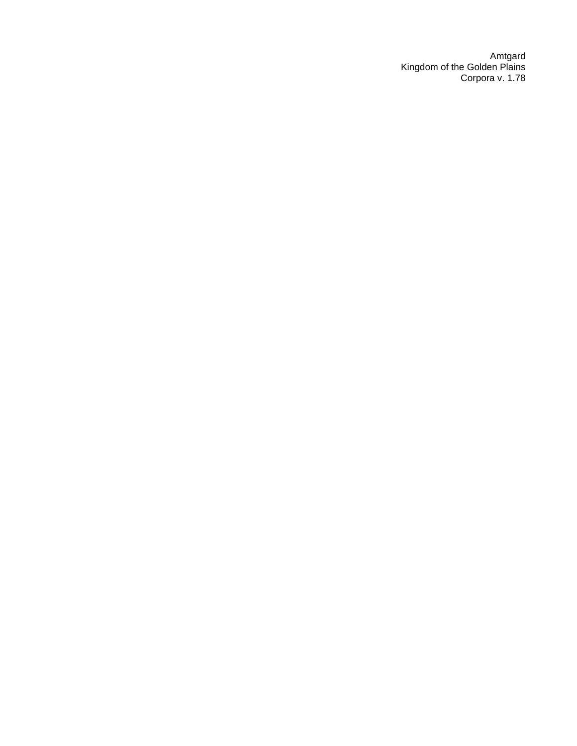Amtgard
Kingdom of the Golden Plains
Corpora v. 1.78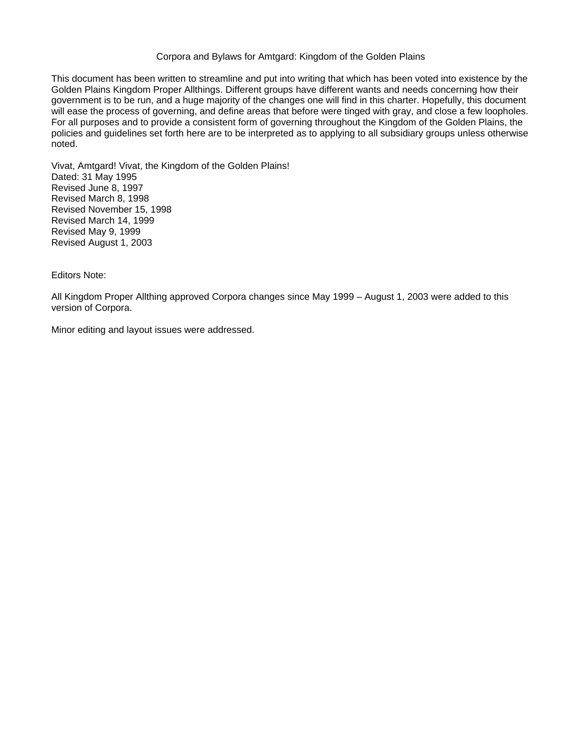# Corpora and Bylaws for Amtgard: Kingdom of the Golden Plains

This document has been written to streamline and put into writing that which has been voted into existence by the Golden Plains Kingdom Proper Allthings. Different groups have different wants and needs concerning how their government is to be run, and a huge majority of the changes one will find in this charter. Hopefully, this document will ease the process of governing, and define areas that before were tinged with gray, and close a few loopholes. For all purposes and to provide a consistent form of governing throughout the Kingdom of the Golden Plains, the policies and guidelines set forth here are to be interpreted as to applying to all subsidiary groups unless otherwise noted.

Vivat, Amtgard! Vivat, the Kingdom of the Golden Plains!
Dated: 31 May 1995
Revised June 8, 1997
Revised March 8, 1998
Revised November 15, 1998
Revised March 14, 1999
Revised May 9, 1999
Revised August 1, 2003

Editors Note:

All Kingdom Proper Allthing approved Corpora changes since May 1999 – August 1, 2003 were added to this version of Corpora.

Minor editing and layout issues were addressed.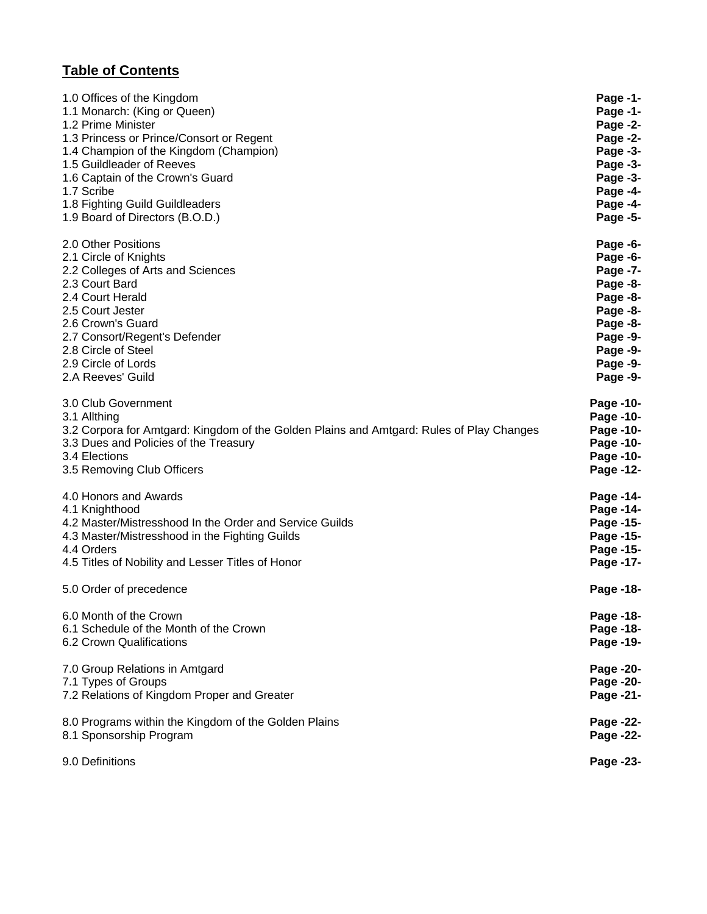# Table of Contents

| | |
|---|---|
| 1.0 Offices of the Kingdom | **Page -1-** |
| 1.1 Monarch: (King or Queen) | **Page -1-** |
| 1.2 Prime Minister | **Page -2-** |
| 1.3 Princess or Prince/Consort or Regent | **Page -2-** |
| 1.4 Champion of the Kingdom (Champion) | **Page -3-** |
| 1.5 Guildleader of Reeves | **Page -3-** |
| 1.6 Captain of the Crown's Guard | **Page -3-** |
| 1.7 Scribe | **Page -4-** |
| 1.8 Fighting Guild Guildleaders | **Page -4-** |
| 1.9 Board of Directors (B.O.D.) | **Page -5-** |
| | |
| 2.0 Other Positions | **Page -6-** |
| 2.1 Circle of Knights | **Page -6-** |
| 2.2 Colleges of Arts and Sciences | **Page -7-** |
| 2.3 Court Bard | **Page -8-** |
| 2.4 Court Herald | **Page -8-** |
| 2.5 Court Jester | **Page -8-** |
| 2.6 Crown's Guard | **Page -8-** |
| 2.7 Consort/Regent's Defender | **Page -9-** |
| 2.8 Circle of Steel | **Page -9-** |
| 2.9 Circle of Lords | **Page -9-** |
| 2.A Reeves' Guild | **Page -9-** |
| | |
| 3.0 Club Government | **Page -10-** |
| 3.1 Allthing | **Page -10-** |
| 3.2 Corpora for Amtgard: Kingdom of the Golden Plains and Amtgard: Rules of Play Changes | **Page -10-** |
| 3.3 Dues and Policies of the Treasury | **Page -10-** |
| 3.4 Elections | **Page -10-** |
| 3.5 Removing Club Officers | **Page -12-** |
| | |
| 4.0 Honors and Awards | **Page -14-** |
| 4.1 Knighthood | **Page -14-** |
| 4.2 Master/Mistresshood In the Order and Service Guilds | **Page -15-** |
| 4.3 Master/Mistresshood in the Fighting Guilds | **Page -15-** |
| 4.4 Orders | **Page -15-** |
| 4.5 Titles of Nobility and Lesser Titles of Honor | **Page -17-** |
| | |
| 5.0 Order of precedence | **Page -18-** |
| | |
| 6.0 Month of the Crown | **Page -18-** |
| 6.1 Schedule of the Month of the Crown | **Page -18-** |
| 6.2 Crown Qualifications | **Page -19-** |
| | |
| 7.0 Group Relations in Amtgard | **Page -20-** |
| 7.1 Types of Groups | **Page -20-** |
| 7.2 Relations of Kingdom Proper and Greater | **Page -21-** |
| | |
| 8.0 Programs within the Kingdom of the Golden Plains | **Page -22-** |
| 8.1 Sponsorship Program | **Page -22-** |
| | |
| 9.0 Definitions | **Page -23-** |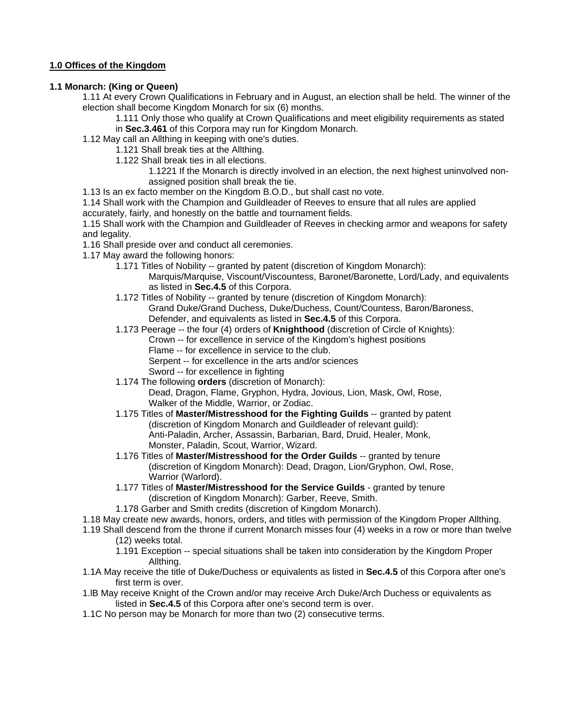**1.0 Offices of the Kingdom**

**1.1 Monarch: (King or Queen)**

1.11 At every Crown Qualifications in February and in August, an election shall be held. The winner of the election shall become Kingdom Monarch for six (6) months.

- 1.111 Only those who qualify at Crown Qualifications and meet eligibility requirements as stated in **Sec.3.461** of this Corpora may run for Kingdom Monarch.

1.12 May call an Allthing in keeping with one's duties.

- 1.121 Shall break ties at the Allthing.
- 1.122 Shall break ties in all elections.
  - 1.1221 If the Monarch is directly involved in an election, the next highest uninvolved non-assigned position shall break the tie.

1.13 Is an ex facto member on the Kingdom B.O.D., but shall cast no vote.

1.14 Shall work with the Champion and Guildleader of Reeves to ensure that all rules are applied accurately, fairly, and honestly on the battle and tournament fields.

1.15 Shall work with the Champion and Guildleader of Reeves in checking armor and weapons for safety and legality.

1.16 Shall preside over and conduct all ceremonies.

1.17 May award the following honors:

- 1.171 Titles of Nobility -- granted by patent (discretion of Kingdom Monarch):
  - Marquis/Marquise, Viscount/Viscountess, Baronet/Baronette, Lord/Lady, and equivalents as listed in **Sec.4.5** of this Corpora.
- 1.172 Titles of Nobility -- granted by tenure (discretion of Kingdom Monarch):
  - Grand Duke/Grand Duchess, Duke/Duchess, Count/Countess, Baron/Baroness, Defender, and equivalents as listed in **Sec.4.5** of this Corpora.
- 1.173 Peerage -- the four (4) orders of **Knighthood** (discretion of Circle of Knights):
  - Crown -- for excellence in service of the Kingdom's highest positions
  - Flame -- for excellence in service to the club.
  - Serpent -- for excellence in the arts and/or sciences
  - Sword -- for excellence in fighting
- 1.174 The following **orders** (discretion of Monarch):
  - Dead, Dragon, Flame, Gryphon, Hydra, Jovious, Lion, Mask, Owl, Rose, Walker of the Middle, Warrior, or Zodiac.
- 1.175 Titles of **Master/Mistresshood for the Fighting Guilds** -- granted by patent (discretion of Kingdom Monarch and Guildleader of relevant guild): Anti-Paladin, Archer, Assassin, Barbarian, Bard, Druid, Healer, Monk, Monster, Paladin, Scout, Warrior, Wizard.
- 1.176 Titles of **Master/Mistresshood for the Order Guilds** -- granted by tenure (discretion of Kingdom Monarch): Dead, Dragon, Lion/Gryphon, Owl, Rose, Warrior (Warlord).
- 1.177 Titles of **Master/Mistresshood for the Service Guilds** - granted by tenure (discretion of Kingdom Monarch): Garber, Reeve, Smith.
- 1.178 Garber and Smith credits (discretion of Kingdom Monarch).

1.18 May create new awards, honors, orders, and titles with permission of the Kingdom Proper Allthing.

1.19 Shall descend from the throne if current Monarch misses four (4) weeks in a row or more than twelve (12) weeks total.

- 1.191 Exception -- special situations shall be taken into consideration by the Kingdom Proper Allthing.

1.1A May receive the title of Duke/Duchess or equivalents as listed in **Sec.4.5** of this Corpora after one's first term is over.

1.lB May receive Knight of the Crown and/or may receive Arch Duke/Arch Duchess or equivalents as listed in **Sec.4.5** of this Corpora after one's second term is over.

1.1C No person may be Monarch for more than two (2) consecutive terms.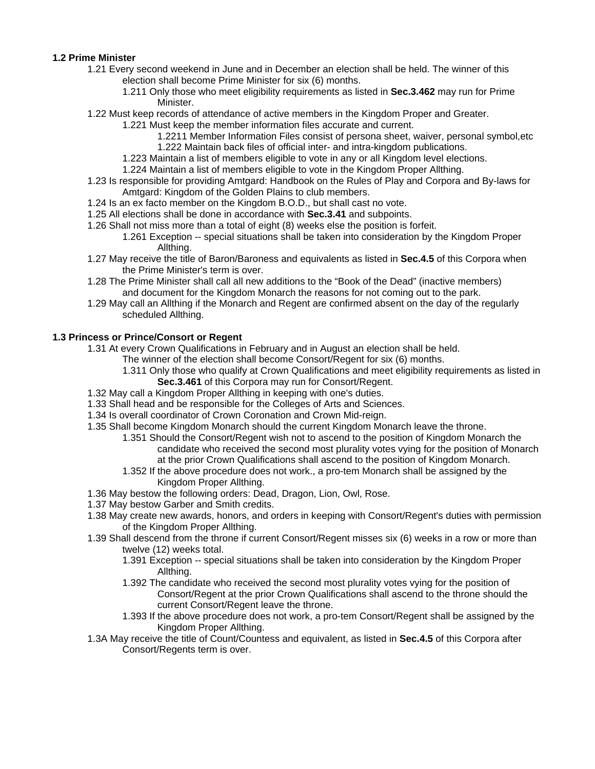**1.2 Prime Minister**

- 1.21 Every second weekend in June and in December an election shall be held. The winner of this election shall become Prime Minister for six (6) months.
  - 1.211 Only those who meet eligibility requirements as listed in **Sec.3.462** may run for Prime Minister.
- 1.22 Must keep records of attendance of active members in the Kingdom Proper and Greater.
  - 1.221 Must keep the member information files accurate and current.
    - 1.2211 Member Information Files consist of persona sheet, waiver, personal symbol,etc
    - 1.222 Maintain back files of official inter- and intra-kingdom publications.
  - 1.223 Maintain a list of members eligible to vote in any or all Kingdom level elections.
  - 1.224 Maintain a list of members eligible to vote in the Kingdom Proper Allthing.
- 1.23 Is responsible for providing Amtgard: Handbook on the Rules of Play and Corpora and By-laws for Amtgard: Kingdom of the Golden Plains to club members.
- 1.24 Is an ex facto member on the Kingdom B.O.D., but shall cast no vote.
- 1.25 All elections shall be done in accordance with **Sec.3.41** and subpoints.
- 1.26 Shall not miss more than a total of eight (8) weeks else the position is forfeit.
  - 1.261 Exception -- special situations shall be taken into consideration by the Kingdom Proper Allthing.
- 1.27 May receive the title of Baron/Baroness and equivalents as listed in **Sec.4.5** of this Corpora when the Prime Minister's term is over.
- 1.28 The Prime Minister shall call all new additions to the “Book of the Dead” (inactive members) and document for the Kingdom Monarch the reasons for not coming out to the park.
- 1.29 May call an Allthing if the Monarch and Regent are confirmed absent on the day of the regularly scheduled Allthing.

**1.3 Princess or Prince/Consort or Regent**

- 1.31 At every Crown Qualifications in February and in August an election shall be held. The winner of the election shall become Consort/Regent for six (6) months.
  - 1.311 Only those who qualify at Crown Qualifications and meet eligibility requirements as listed in **Sec.3.461** of this Corpora may run for Consort/Regent.
- 1.32 May call a Kingdom Proper Allthing in keeping with one's duties.
- 1.33 Shall head and be responsible for the Colleges of Arts and Sciences.
- 1.34 Is overall coordinator of Crown Coronation and Crown Mid-reign.
- 1.35 Shall become Kingdom Monarch should the current Kingdom Monarch leave the throne.
  - 1.351 Should the Consort/Regent wish not to ascend to the position of Kingdom Monarch the candidate who received the second most plurality votes vying for the position of Monarch at the prior Crown Qualifications shall ascend to the position of Kingdom Monarch.
  - 1.352 If the above procedure does not work., a pro-tem Monarch shall be assigned by the Kingdom Proper Allthing.
- 1.36 May bestow the following orders: Dead, Dragon, Lion, Owl, Rose.
- 1.37 May bestow Garber and Smith credits.
- 1.38 May create new awards, honors, and orders in keeping with Consort/Regent's duties with permission of the Kingdom Proper Allthing.
- 1.39 Shall descend from the throne if current Consort/Regent misses six (6) weeks in a row or more than twelve (12) weeks total.
  - 1.391 Exception -- special situations shall be taken into consideration by the Kingdom Proper Allthing.
  - 1.392 The candidate who received the second most plurality votes vying for the position of Consort/Regent at the prior Crown Qualifications shall ascend to the throne should the current Consort/Regent leave the throne.
  - 1.393 If the above procedure does not work, a pro-tem Consort/Regent shall be assigned by the Kingdom Proper Allthing.
- 1.3A May receive the title of Count/Countess and equivalent, as listed in **Sec.4.5** of this Corpora after Consort/Regents term is over.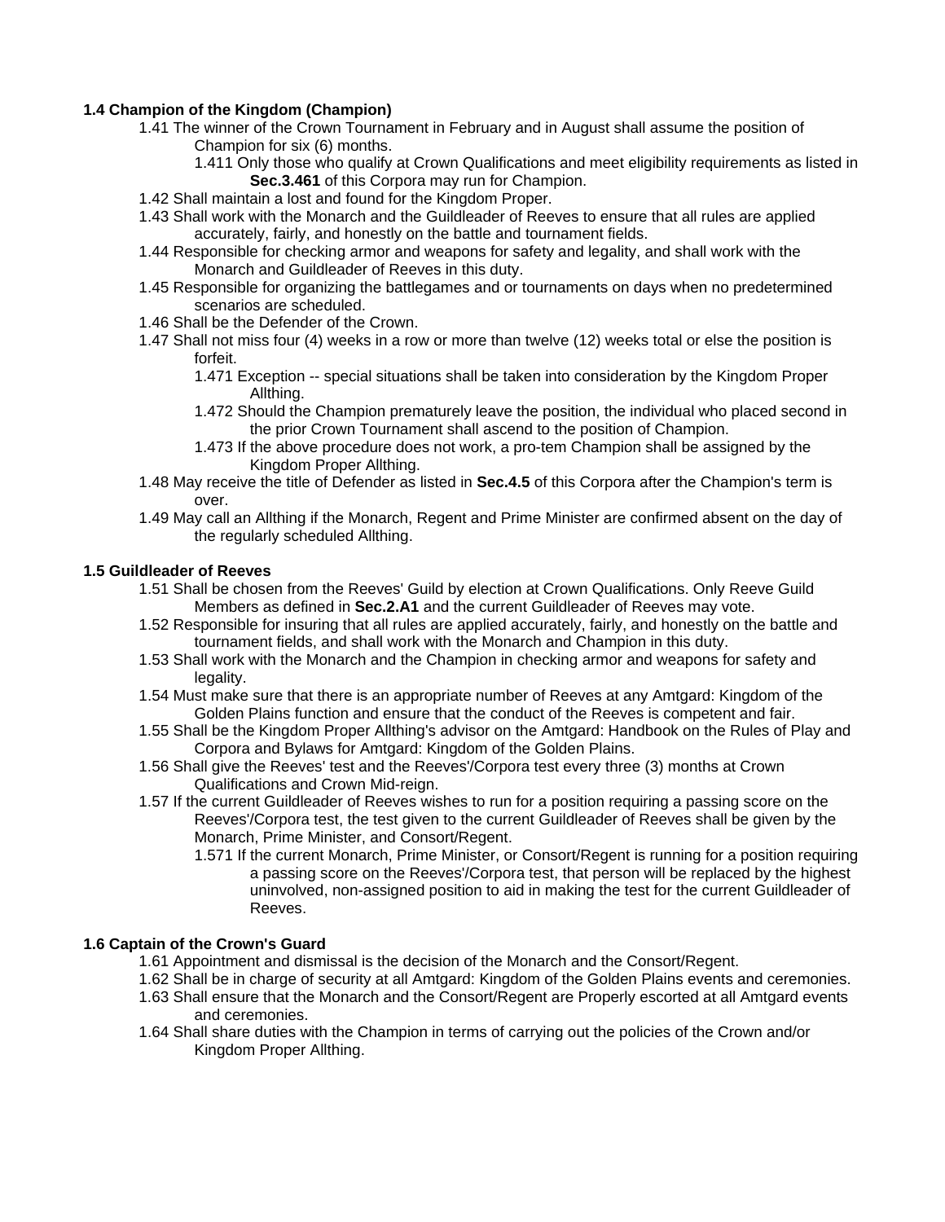**1.4 Champion of the Kingdom (Champion)**

- 1.41 The winner of the Crown Tournament in February and in August shall assume the position of Champion for six (6) months.
  - 1.411 Only those who qualify at Crown Qualifications and meet eligibility requirements as listed in **Sec.3.461** of this Corpora may run for Champion.
- 1.42 Shall maintain a lost and found for the Kingdom Proper.
- 1.43 Shall work with the Monarch and the Guildleader of Reeves to ensure that all rules are applied accurately, fairly, and honestly on the battle and tournament fields.
- 1.44 Responsible for checking armor and weapons for safety and legality, and shall work with the Monarch and Guildleader of Reeves in this duty.
- 1.45 Responsible for organizing the battlegames and or tournaments on days when no predetermined scenarios are scheduled.
- 1.46 Shall be the Defender of the Crown.
- 1.47 Shall not miss four (4) weeks in a row or more than twelve (12) weeks total or else the position is forfeit.
  - 1.471 Exception -- special situations shall be taken into consideration by the Kingdom Proper Allthing.
  - 1.472 Should the Champion prematurely leave the position, the individual who placed second in the prior Crown Tournament shall ascend to the position of Champion.
  - 1.473 If the above procedure does not work, a pro-tem Champion shall be assigned by the Kingdom Proper Allthing.
- 1.48 May receive the title of Defender as listed in **Sec.4.5** of this Corpora after the Champion's term is over.
- 1.49 May call an Allthing if the Monarch, Regent and Prime Minister are confirmed absent on the day of the regularly scheduled Allthing.

**1.5 Guildleader of Reeves**

- 1.51 Shall be chosen from the Reeves' Guild by election at Crown Qualifications. Only Reeve Guild Members as defined in **Sec.2.A1** and the current Guildleader of Reeves may vote.
- 1.52 Responsible for insuring that all rules are applied accurately, fairly, and honestly on the battle and tournament fields, and shall work with the Monarch and Champion in this duty.
- 1.53 Shall work with the Monarch and the Champion in checking armor and weapons for safety and legality.
- 1.54 Must make sure that there is an appropriate number of Reeves at any Amtgard: Kingdom of the Golden Plains function and ensure that the conduct of the Reeves is competent and fair.
- 1.55 Shall be the Kingdom Proper Allthing's advisor on the Amtgard: Handbook on the Rules of Play and Corpora and Bylaws for Amtgard: Kingdom of the Golden Plains.
- 1.56 Shall give the Reeves' test and the Reeves'/Corpora test every three (3) months at Crown Qualifications and Crown Mid-reign.
- 1.57 If the current Guildleader of Reeves wishes to run for a position requiring a passing score on the Reeves'/Corpora test, the test given to the current Guildleader of Reeves shall be given by the Monarch, Prime Minister, and Consort/Regent.
  - 1.571 If the current Monarch, Prime Minister, or Consort/Regent is running for a position requiring a passing score on the Reeves'/Corpora test, that person will be replaced by the highest uninvolved, non-assigned position to aid in making the test for the current Guildleader of Reeves.

**1.6 Captain of the Crown's Guard**

- 1.61 Appointment and dismissal is the decision of the Monarch and the Consort/Regent.
- 1.62 Shall be in charge of security at all Amtgard: Kingdom of the Golden Plains events and ceremonies.
- 1.63 Shall ensure that the Monarch and the Consort/Regent are Properly escorted at all Amtgard events and ceremonies.
- 1.64 Shall share duties with the Champion in terms of carrying out the policies of the Crown and/or Kingdom Proper Allthing.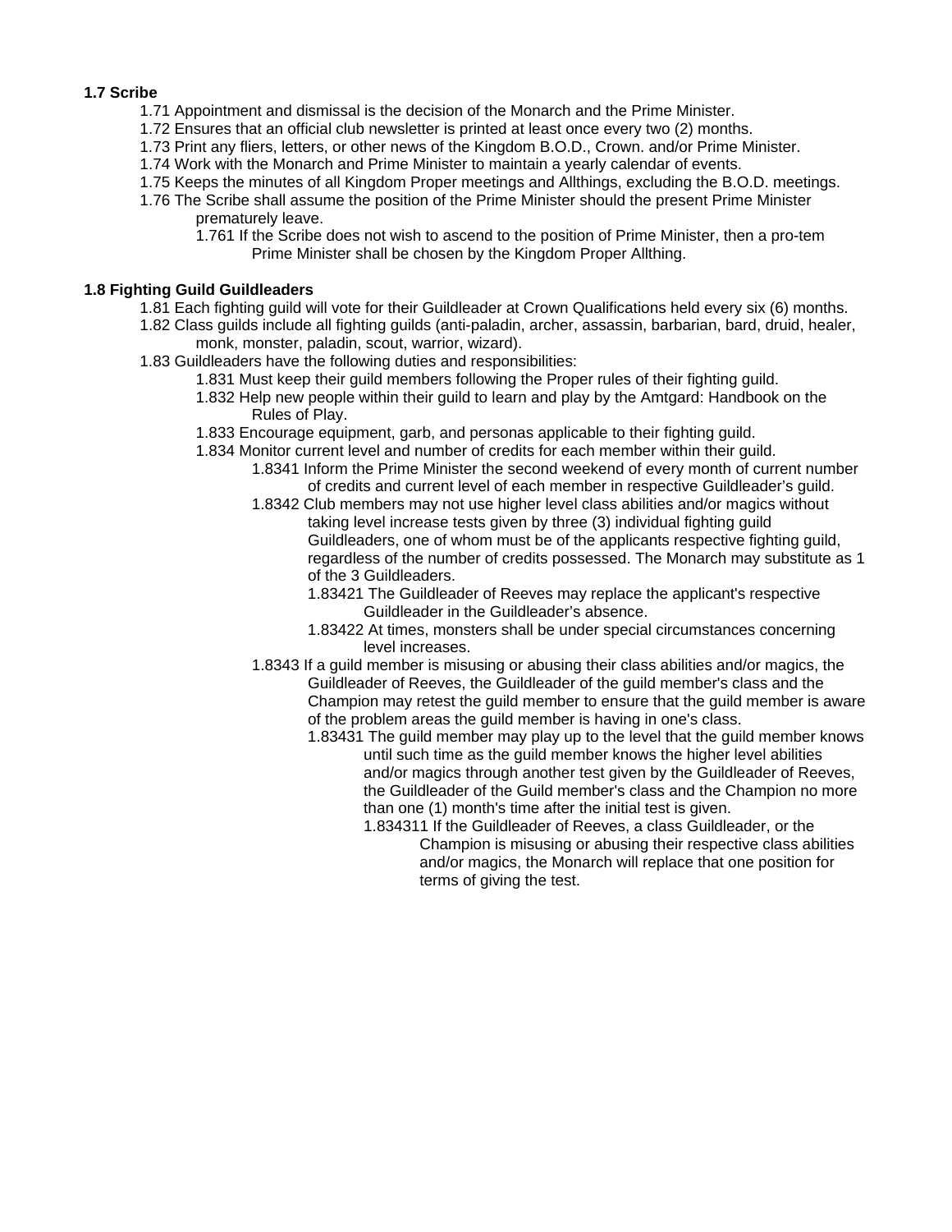**1.7 Scribe**

1.71 Appointment and dismissal is the decision of the Monarch and the Prime Minister.

1.72 Ensures that an official club newsletter is printed at least once every two (2) months.

1.73 Print any fliers, letters, or other news of the Kingdom B.O.D., Crown. and/or Prime Minister.

1.74 Work with the Monarch and Prime Minister to maintain a yearly calendar of events.

1.75 Keeps the minutes of all Kingdom Proper meetings and Allthings, excluding the B.O.D. meetings.

1.76 The Scribe shall assume the position of the Prime Minister should the present Prime Minister prematurely leave.

1.761 If the Scribe does not wish to ascend to the position of Prime Minister, then a pro-tem Prime Minister shall be chosen by the Kingdom Proper Allthing.

**1.8 Fighting Guild Guildleaders**

1.81 Each fighting guild will vote for their Guildleader at Crown Qualifications held every six (6) months.

1.82 Class guilds include all fighting guilds (anti-paladin, archer, assassin, barbarian, bard, druid, healer, monk, monster, paladin, scout, warrior, wizard).

1.83 Guildleaders have the following duties and responsibilities:

1.831 Must keep their guild members following the Proper rules of their fighting guild.

1.832 Help new people within their guild to learn and play by the Amtgard: Handbook on the Rules of Play.

1.833 Encourage equipment, garb, and personas applicable to their fighting guild.

1.834 Monitor current level and number of credits for each member within their guild.

1.8341 Inform the Prime Minister the second weekend of every month of current number of credits and current level of each member in respective Guildleader's guild.

1.8342 Club members may not use higher level class abilities and/or magics without taking level increase tests given by three (3) individual fighting guild Guildleaders, one of whom must be of the applicants respective fighting guild, regardless of the number of credits possessed. The Monarch may substitute as 1 of the 3 Guildleaders.

1.83421 The Guildleader of Reeves may replace the applicant's respective Guildleader in the Guildleader's absence.

1.83422 At times, monsters shall be under special circumstances concerning level increases.

1.8343 If a guild member is misusing or abusing their class abilities and/or magics, the Guildleader of Reeves, the Guildleader of the guild member's class and the Champion may retest the guild member to ensure that the guild member is aware of the problem areas the guild member is having in one's class.

1.83431 The guild member may play up to the level that the guild member knows until such time as the guild member knows the higher level abilities and/or magics through another test given by the Guildleader of Reeves, the Guildleader of the Guild member's class and the Champion no more than one (1) month's time after the initial test is given.

1.834311 If the Guildleader of Reeves, a class Guildleader, or the Champion is misusing or abusing their respective class abilities and/or magics, the Monarch will replace that one position for terms of giving the test.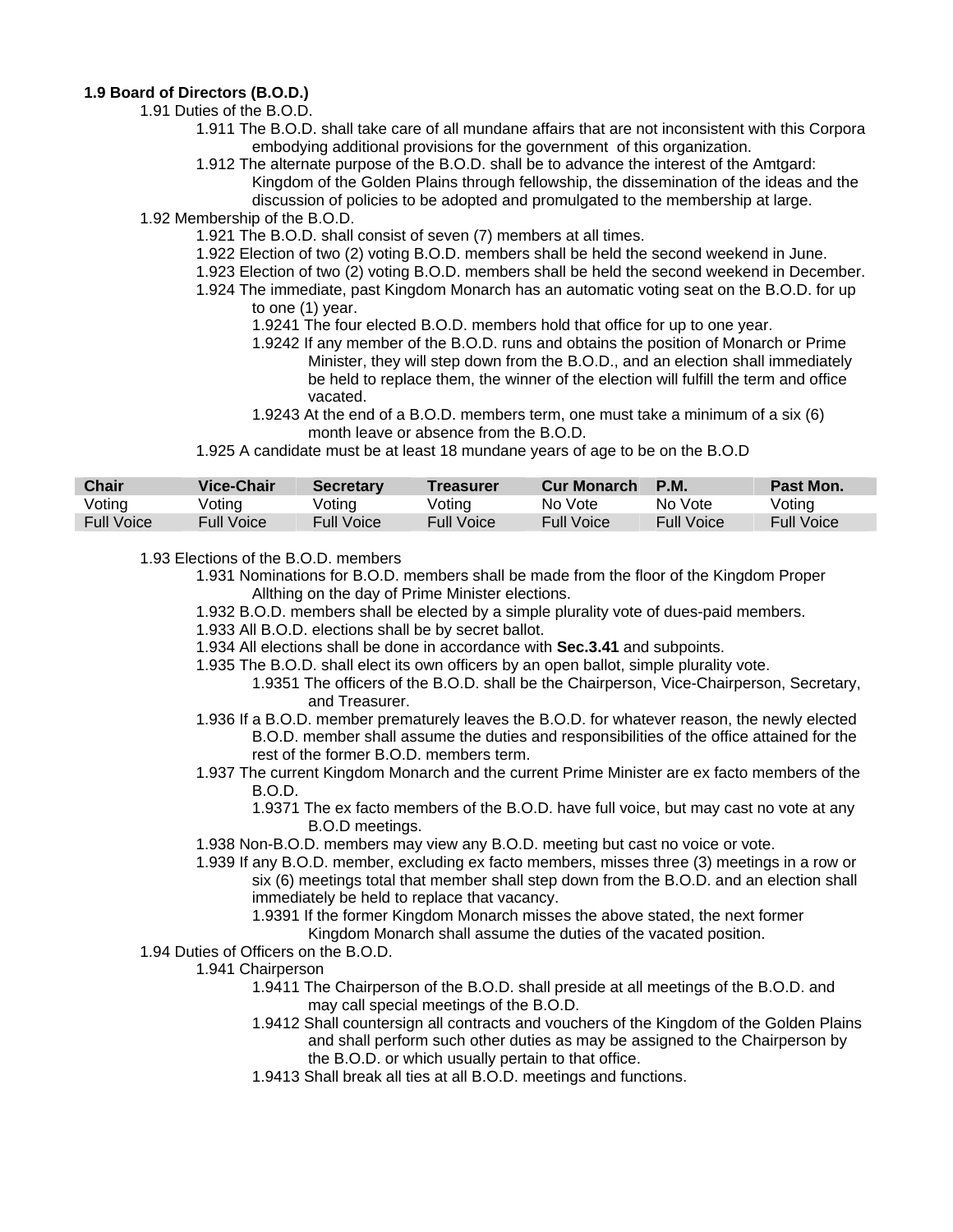**1.9 Board of Directors (B.O.D.)**

1.91 Duties of the B.O.D.

1.911 The B.O.D. shall take care of all mundane affairs that are not inconsistent with this Corpora embodying additional provisions for the government of this organization.

1.912 The alternate purpose of the B.O.D. shall be to advance the interest of the Amtgard: Kingdom of the Golden Plains through fellowship, the dissemination of the ideas and the discussion of policies to be adopted and promulgated to the membership at large.

1.92 Membership of the B.O.D.

1.921 The B.O.D. shall consist of seven (7) members at all times.

1.922 Election of two (2) voting B.O.D. members shall be held the second weekend in June.

1.923 Election of two (2) voting B.O.D. members shall be held the second weekend in December.

1.924 The immediate, past Kingdom Monarch has an automatic voting seat on the B.O.D. for up to one (1) year.

1.9241 The four elected B.O.D. members hold that office for up to one year.

1.9242 If any member of the B.O.D. runs and obtains the position of Monarch or Prime Minister, they will step down from the B.O.D., and an election shall immediately be held to replace them, the winner of the election will fulfill the term and office vacated.

1.9243 At the end of a B.O.D. members term, one must take a minimum of a six (6) month leave or absence from the B.O.D.

1.925 A candidate must be at least 18 mundane years of age to be on the B.O.D

| Chair | Vice-Chair | Secretary | Treasurer | Cur Monarch | P.M. | Past Mon. |
|---|---|---|---|---|---|---|
| Voting | Voting | Voting | Voting | No Vote | No Vote | Voting |
| Full Voice | Full Voice | Full Voice | Full Voice | Full Voice | Full Voice | Full Voice |

1.93 Elections of the B.O.D. members

1.931 Nominations for B.O.D. members shall be made from the floor of the Kingdom Proper Allthing on the day of Prime Minister elections.

1.932 B.O.D. members shall be elected by a simple plurality vote of dues-paid members.

1.933 All B.O.D. elections shall be by secret ballot.

1.934 All elections shall be done in accordance with **Sec.3.41** and subpoints.

1.935 The B.O.D. shall elect its own officers by an open ballot, simple plurality vote.

1.9351 The officers of the B.O.D. shall be the Chairperson, Vice-Chairperson, Secretary, and Treasurer.

1.936 If a B.O.D. member prematurely leaves the B.O.D. for whatever reason, the newly elected B.O.D. member shall assume the duties and responsibilities of the office attained for the rest of the former B.O.D. members term.

1.937 The current Kingdom Monarch and the current Prime Minister are ex facto members of the B.O.D.

1.9371 The ex facto members of the B.O.D. have full voice, but may cast no vote at any B.O.D meetings.

1.938 Non-B.O.D. members may view any B.O.D. meeting but cast no voice or vote.

1.939 If any B.O.D. member, excluding ex facto members, misses three (3) meetings in a row or six (6) meetings total that member shall step down from the B.O.D. and an election shall immediately be held to replace that vacancy.

1.9391 If the former Kingdom Monarch misses the above stated, the next former Kingdom Monarch shall assume the duties of the vacated position.

1.94 Duties of Officers on the B.O.D.

1.941 Chairperson

1.9411 The Chairperson of the B.O.D. shall preside at all meetings of the B.O.D. and may call special meetings of the B.O.D.

1.9412 Shall countersign all contracts and vouchers of the Kingdom of the Golden Plains and shall perform such other duties as may be assigned to the Chairperson by the B.O.D. or which usually pertain to that office.

1.9413 Shall break all ties at all B.O.D. meetings and functions.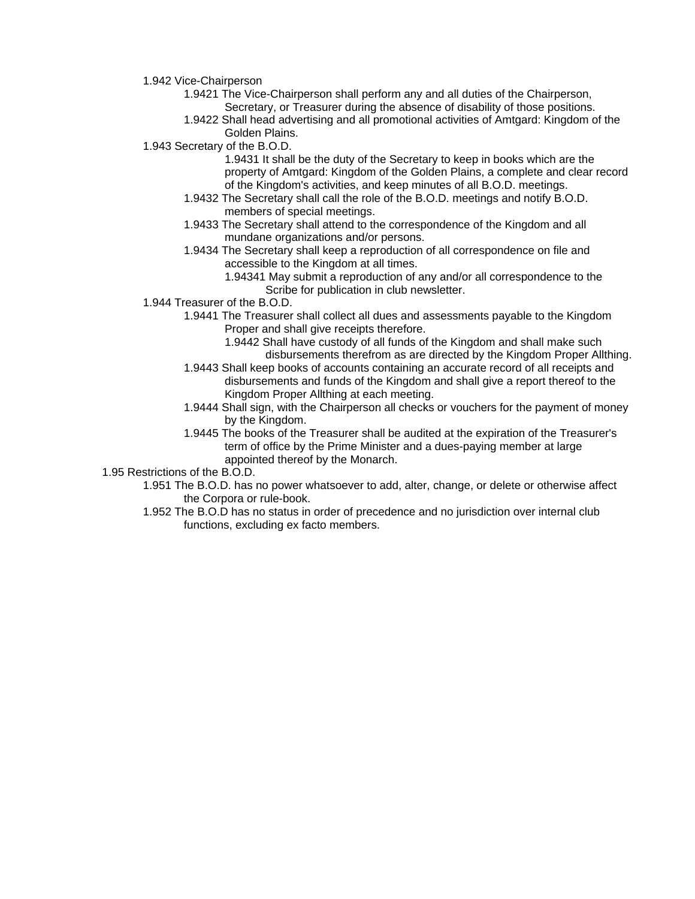- 1.942 Vice-Chairperson
  - 1.9421 The Vice-Chairperson shall perform any and all duties of the Chairperson, Secretary, or Treasurer during the absence of disability of those positions.
  - 1.9422 Shall head advertising and all promotional activities of Amtgard: Kingdom of the Golden Plains.
- 1.943 Secretary of the B.O.D.
  - 1.9431 It shall be the duty of the Secretary to keep in books which are the property of Amtgard: Kingdom of the Golden Plains, a complete and clear record of the Kingdom's activities, and keep minutes of all B.O.D. meetings.
  - 1.9432 The Secretary shall call the role of the B.O.D. meetings and notify B.O.D. members of special meetings.
  - 1.9433 The Secretary shall attend to the correspondence of the Kingdom and all mundane organizations and/or persons.
  - 1.9434 The Secretary shall keep a reproduction of all correspondence on file and accessible to the Kingdom at all times.
    - 1.94341 May submit a reproduction of any and/or all correspondence to the Scribe for publication in club newsletter.
- 1.944 Treasurer of the B.O.D.
  - 1.9441 The Treasurer shall collect all dues and assessments payable to the Kingdom Proper and shall give receipts therefore.
    - 1.9442 Shall have custody of all funds of the Kingdom and shall make such disbursements therefrom as are directed by the Kingdom Proper Allthing.
  - 1.9443 Shall keep books of accounts containing an accurate record of all receipts and disbursements and funds of the Kingdom and shall give a report thereof to the Kingdom Proper Allthing at each meeting.
  - 1.9444 Shall sign, with the Chairperson all checks or vouchers for the payment of money by the Kingdom.
  - 1.9445 The books of the Treasurer shall be audited at the expiration of the Treasurer's term of office by the Prime Minister and a dues-paying member at large appointed thereof by the Monarch.

1.95 Restrictions of the B.O.D.

- 1.951 The B.O.D. has no power whatsoever to add, alter, change, or delete or otherwise affect the Corpora or rule-book.
- 1.952 The B.O.D has no status in order of precedence and no jurisdiction over internal club functions, excluding ex facto members.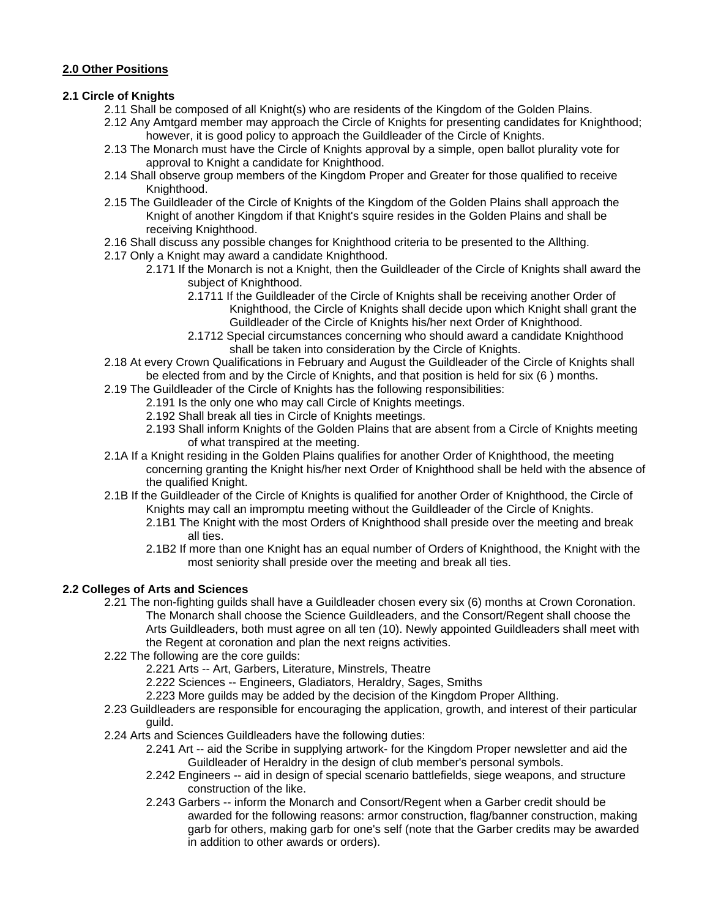**2.0 Other Positions**

**2.1 Circle of Knights**

- 2.11 Shall be composed of all Knight(s) who are residents of the Kingdom of the Golden Plains.
- 2.12 Any Amtgard member may approach the Circle of Knights for presenting candidates for Knighthood; however, it is good policy to approach the Guildleader of the Circle of Knights.
- 2.13 The Monarch must have the Circle of Knights approval by a simple, open ballot plurality vote for approval to Knight a candidate for Knighthood.
- 2.14 Shall observe group members of the Kingdom Proper and Greater for those qualified to receive Knighthood.
- 2.15 The Guildleader of the Circle of Knights of the Kingdom of the Golden Plains shall approach the Knight of another Kingdom if that Knight's squire resides in the Golden Plains and shall be receiving Knighthood.
- 2.16 Shall discuss any possible changes for Knighthood criteria to be presented to the Allthing.
- 2.17 Only a Knight may award a candidate Knighthood.
    - 2.171 If the Monarch is not a Knight, then the Guildleader of the Circle of Knights shall award the subject of Knighthood.
        - 2.1711 If the Guildleader of the Circle of Knights shall be receiving another Order of Knighthood, the Circle of Knights shall decide upon which Knight shall grant the Guildleader of the Circle of Knights his/her next Order of Knighthood.
        - 2.1712 Special circumstances concerning who should award a candidate Knighthood shall be taken into consideration by the Circle of Knights.
- 2.18 At every Crown Qualifications in February and August the Guildleader of the Circle of Knights shall be elected from and by the Circle of Knights, and that position is held for six (6 ) months.
- 2.19 The Guildleader of the Circle of Knights has the following responsibilities:
    - 2.191 Is the only one who may call Circle of Knights meetings.
    - 2.192 Shall break all ties in Circle of Knights meetings.
    - 2.193 Shall inform Knights of the Golden Plains that are absent from a Circle of Knights meeting of what transpired at the meeting.
- 2.1A If a Knight residing in the Golden Plains qualifies for another Order of Knighthood, the meeting concerning granting the Knight his/her next Order of Knighthood shall be held with the absence of the qualified Knight.
- 2.1B If the Guildleader of the Circle of Knights is qualified for another Order of Knighthood, the Circle of Knights may call an impromptu meeting without the Guildleader of the Circle of Knights.
    - 2.1B1 The Knight with the most Orders of Knighthood shall preside over the meeting and break all ties.
    - 2.1B2 If more than one Knight has an equal number of Orders of Knighthood, the Knight with the most seniority shall preside over the meeting and break all ties.

**2.2 Colleges of Arts and Sciences**

- 2.21 The non-fighting guilds shall have a Guildleader chosen every six (6) months at Crown Coronation. The Monarch shall choose the Science Guildleaders, and the Consort/Regent shall choose the Arts Guildleaders, both must agree on all ten (10). Newly appointed Guildleaders shall meet with the Regent at coronation and plan the next reigns activities.
- 2.22 The following are the core guilds:
    - 2.221 Arts -- Art, Garbers, Literature, Minstrels, Theatre
    - 2.222 Sciences -- Engineers, Gladiators, Heraldry, Sages, Smiths
    - 2.223 More guilds may be added by the decision of the Kingdom Proper Allthing.
- 2.23 Guildleaders are responsible for encouraging the application, growth, and interest of their particular guild.
- 2.24 Arts and Sciences Guildleaders have the following duties:
    - 2.241 Art -- aid the Scribe in supplying artwork- for the Kingdom Proper newsletter and aid the Guildleader of Heraldry in the design of club member's personal symbols.
    - 2.242 Engineers -- aid in design of special scenario battlefields, siege weapons, and structure construction of the like.
    - 2.243 Garbers -- inform the Monarch and Consort/Regent when a Garber credit should be awarded for the following reasons: armor construction, flag/banner construction, making garb for others, making garb for one's self (note that the Garber credits may be awarded in addition to other awards or orders).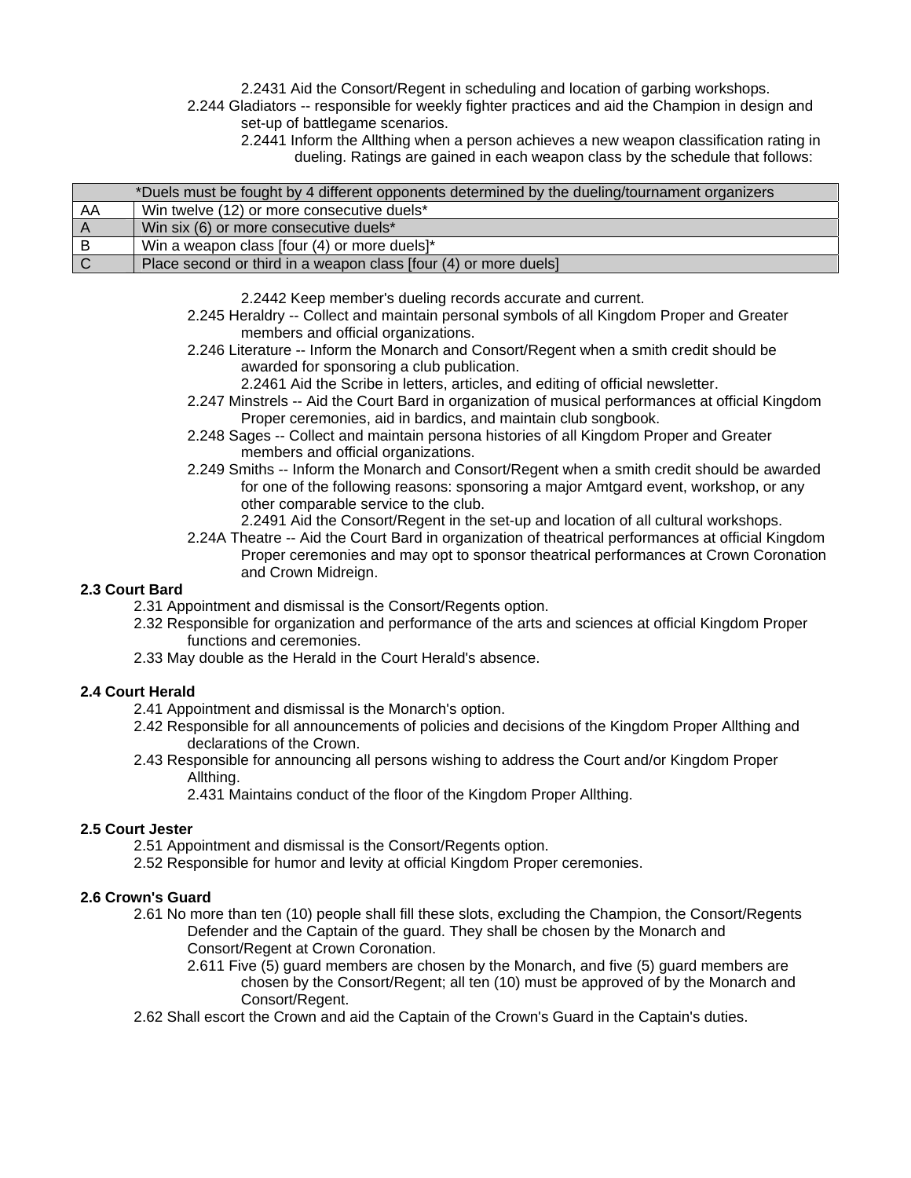2.2431 Aid the Consort/Regent in scheduling and location of garbing workshops.

2.244 Gladiators -- responsible for weekly fighter practices and aid the Champion in design and set-up of battlegame scenarios.

2.2441 Inform the Allthing when a person achieves a new weapon classification rating in dueling. Ratings are gained in each weapon class by the schedule that follows:

| | *Duels must be fought by 4 different opponents determined by the dueling/tournament organizers |
|---|---|
| AA | Win twelve (12) or more consecutive duels* |
| A | Win six (6) or more consecutive duels* |
| B | Win a weapon class [four (4) or more duels]* |
| C | Place second or third in a weapon class [four (4) or more duels] |

2.2442 Keep member's dueling records accurate and current.

2.245 Heraldry -- Collect and maintain personal symbols of all Kingdom Proper and Greater members and official organizations.

2.246 Literature -- Inform the Monarch and Consort/Regent when a smith credit should be awarded for sponsoring a club publication.

2.2461 Aid the Scribe in letters, articles, and editing of official newsletter.

2.247 Minstrels -- Aid the Court Bard in organization of musical performances at official Kingdom Proper ceremonies, aid in bardics, and maintain club songbook.

2.248 Sages -- Collect and maintain persona histories of all Kingdom Proper and Greater members and official organizations.

2.249 Smiths -- Inform the Monarch and Consort/Regent when a smith credit should be awarded for one of the following reasons: sponsoring a major Amtgard event, workshop, or any other comparable service to the club.

2.2491 Aid the Consort/Regent in the set-up and location of all cultural workshops.

2.24A Theatre -- Aid the Court Bard in organization of theatrical performances at official Kingdom Proper ceremonies and may opt to sponsor theatrical performances at Crown Coronation and Crown Midreign.

**2.3 Court Bard**

2.31 Appointment and dismissal is the Consort/Regents option.

2.32 Responsible for organization and performance of the arts and sciences at official Kingdom Proper functions and ceremonies.

2.33 May double as the Herald in the Court Herald's absence.

**2.4 Court Herald**

2.41 Appointment and dismissal is the Monarch's option.

2.42 Responsible for all announcements of policies and decisions of the Kingdom Proper Allthing and declarations of the Crown.

2.43 Responsible for announcing all persons wishing to address the Court and/or Kingdom Proper Allthing.

2.431 Maintains conduct of the floor of the Kingdom Proper Allthing.

**2.5 Court Jester**

2.51 Appointment and dismissal is the Consort/Regents option.

2.52 Responsible for humor and levity at official Kingdom Proper ceremonies.

**2.6 Crown's Guard**

2.61 No more than ten (10) people shall fill these slots, excluding the Champion, the Consort/Regents Defender and the Captain of the guard. They shall be chosen by the Monarch and Consort/Regent at Crown Coronation.

2.611 Five (5) guard members are chosen by the Monarch, and five (5) guard members are chosen by the Consort/Regent; all ten (10) must be approved of by the Monarch and Consort/Regent.

2.62 Shall escort the Crown and aid the Captain of the Crown's Guard in the Captain's duties.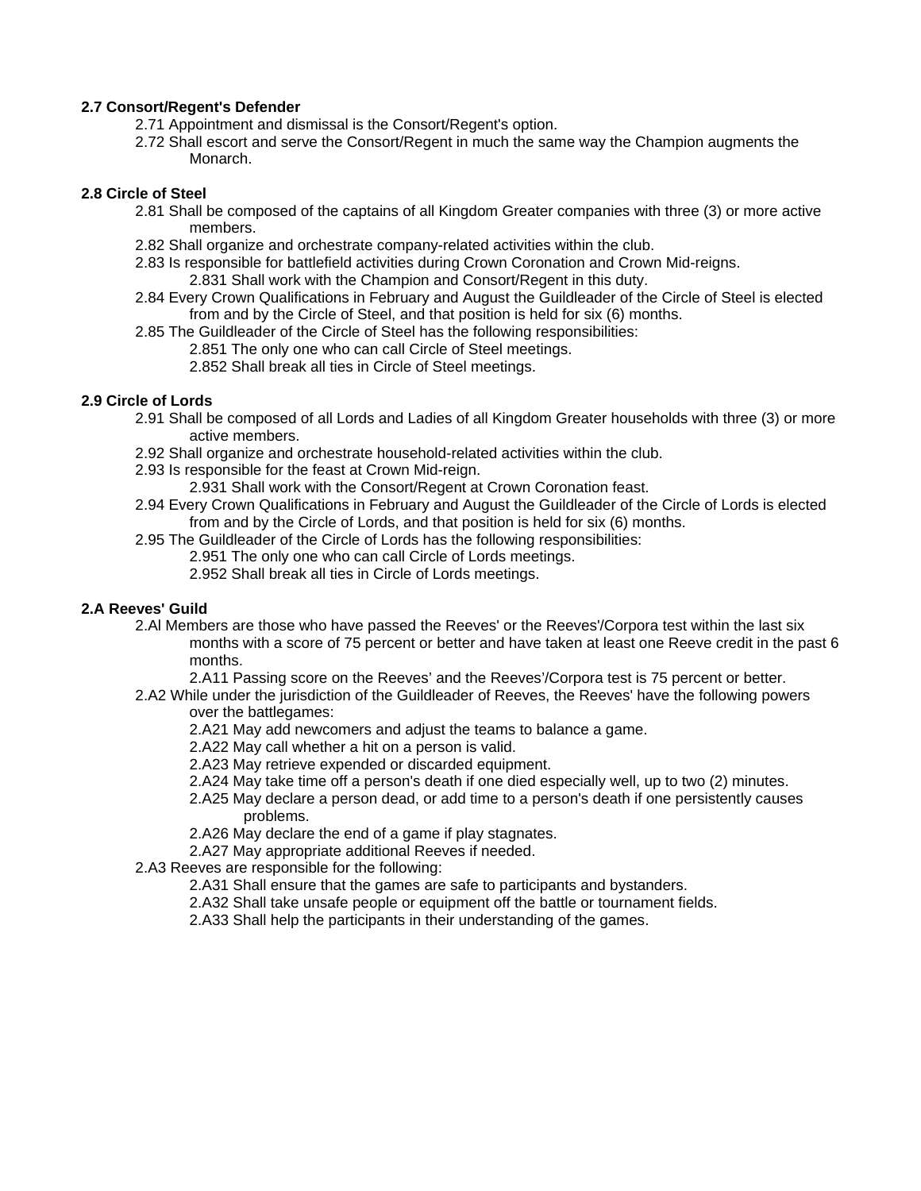**2.7 Consort/Regent's Defender**

- 2.71 Appointment and dismissal is the Consort/Regent's option.
- 2.72 Shall escort and serve the Consort/Regent in much the same way the Champion augments the Monarch.

**2.8 Circle of Steel**

- 2.81 Shall be composed of the captains of all Kingdom Greater companies with three (3) or more active members.
- 2.82 Shall organize and orchestrate company-related activities within the club.
- 2.83 Is responsible for battlefield activities during Crown Coronation and Crown Mid-reigns.
  - 2.831 Shall work with the Champion and Consort/Regent in this duty.
- 2.84 Every Crown Qualifications in February and August the Guildleader of the Circle of Steel is elected from and by the Circle of Steel, and that position is held for six (6) months.
- 2.85 The Guildleader of the Circle of Steel has the following responsibilities:
  - 2.851 The only one who can call Circle of Steel meetings.
  - 2.852 Shall break all ties in Circle of Steel meetings.

**2.9 Circle of Lords**

- 2.91 Shall be composed of all Lords and Ladies of all Kingdom Greater households with three (3) or more active members.
- 2.92 Shall organize and orchestrate household-related activities within the club.
- 2.93 Is responsible for the feast at Crown Mid-reign.
  - 2.931 Shall work with the Consort/Regent at Crown Coronation feast.
- 2.94 Every Crown Qualifications in February and August the Guildleader of the Circle of Lords is elected from and by the Circle of Lords, and that position is held for six (6) months.
- 2.95 The Guildleader of the Circle of Lords has the following responsibilities:
  - 2.951 The only one who can call Circle of Lords meetings.
  - 2.952 Shall break all ties in Circle of Lords meetings.

**2.A Reeves' Guild**

- 2.Al Members are those who have passed the Reeves' or the Reeves'/Corpora test within the last six months with a score of 75 percent or better and have taken at least one Reeve credit in the past 6 months.
  - 2.A11 Passing score on the Reeves' and the Reeves'/Corpora test is 75 percent or better.
- 2.A2 While under the jurisdiction of the Guildleader of Reeves, the Reeves' have the following powers over the battlegames:
  - 2.A21 May add newcomers and adjust the teams to balance a game.
  - 2.A22 May call whether a hit on a person is valid.
  - 2.A23 May retrieve expended or discarded equipment.
  - 2.A24 May take time off a person's death if one died especially well, up to two (2) minutes.
  - 2.A25 May declare a person dead, or add time to a person's death if one persistently causes problems.
  - 2.A26 May declare the end of a game if play stagnates.
  - 2.A27 May appropriate additional Reeves if needed.
- 2.A3 Reeves are responsible for the following:
  - 2.A31 Shall ensure that the games are safe to participants and bystanders.
  - 2.A32 Shall take unsafe people or equipment off the battle or tournament fields.
  - 2.A33 Shall help the participants in their understanding of the games.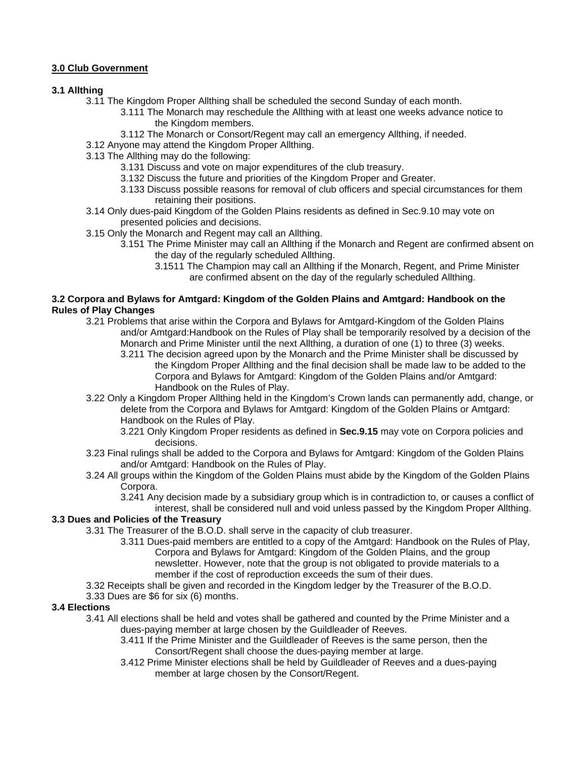## 3.0 Club Government

### 3.1 Allthing

3.11 The Kingdom Proper Allthing shall be scheduled the second Sunday of each month.

3.111 The Monarch may reschedule the Allthing with at least one weeks advance notice to the Kingdom members.

3.112 The Monarch or Consort/Regent may call an emergency Allthing, if needed.

3.12 Anyone may attend the Kingdom Proper Allthing.

3.13 The Allthing may do the following:

3.131 Discuss and vote on major expenditures of the club treasury.

3.132 Discuss the future and priorities of the Kingdom Proper and Greater.

3.133 Discuss possible reasons for removal of club officers and special circumstances for them retaining their positions.

3.14 Only dues-paid Kingdom of the Golden Plains residents as defined in Sec.9.10 may vote on presented policies and decisions.

3.15 Only the Monarch and Regent may call an Allthing.

3.151 The Prime Minister may call an Allthing if the Monarch and Regent are confirmed absent on the day of the regularly scheduled Allthing.

3.1511 The Champion may call an Allthing if the Monarch, Regent, and Prime Minister are confirmed absent on the day of the regularly scheduled Allthing.

### 3.2 Corpora and Bylaws for Amtgard: Kingdom of the Golden Plains and Amtgard: Handbook on the Rules of Play Changes

3.21 Problems that arise within the Corpora and Bylaws for Amtgard-Kingdom of the Golden Plains and/or Amtgard:Handbook on the Rules of Play shall be temporarily resolved by a decision of the Monarch and Prime Minister until the next Allthing, a duration of one (1) to three (3) weeks.

3.211 The decision agreed upon by the Monarch and the Prime Minister shall be discussed by the Kingdom Proper Allthing and the final decision shall be made law to be added to the Corpora and Bylaws for Amtgard: Kingdom of the Golden Plains and/or Amtgard: Handbook on the Rules of Play.

3.22 Only a Kingdom Proper Allthing held in the Kingdom's Crown lands can permanently add, change, or delete from the Corpora and Bylaws for Amtgard: Kingdom of the Golden Plains or Amtgard: Handbook on the Rules of Play.

3.221 Only Kingdom Proper residents as defined in **Sec.9.15** may vote on Corpora policies and decisions.

3.23 Final rulings shall be added to the Corpora and Bylaws for Amtgard: Kingdom of the Golden Plains and/or Amtgard: Handbook on the Rules of Play.

3.24 All groups within the Kingdom of the Golden Plains must abide by the Kingdom of the Golden Plains Corpora.

3.241 Any decision made by a subsidiary group which is in contradiction to, or causes a conflict of interest, shall be considered null and void unless passed by the Kingdom Proper Allthing.

### 3.3 Dues and Policies of the Treasury

3.31 The Treasurer of the B.O.D. shall serve in the capacity of club treasurer.

3.311 Dues-paid members are entitled to a copy of the Amtgard: Handbook on the Rules of Play, Corpora and Bylaws for Amtgard: Kingdom of the Golden Plains, and the group newsletter. However, note that the group is not obligated to provide materials to a member if the cost of reproduction exceeds the sum of their dues.

3.32 Receipts shall be given and recorded in the Kingdom ledger by the Treasurer of the B.O.D.

3.33 Dues are $6 for six (6) months.

### 3.4 Elections

3.41 All elections shall be held and votes shall be gathered and counted by the Prime Minister and a dues-paying member at large chosen by the Guildleader of Reeves.

3.411 If the Prime Minister and the Guildleader of Reeves is the same person, then the Consort/Regent shall choose the dues-paying member at large.

3.412 Prime Minister elections shall be held by Guildleader of Reeves and a dues-paying member at large chosen by the Consort/Regent.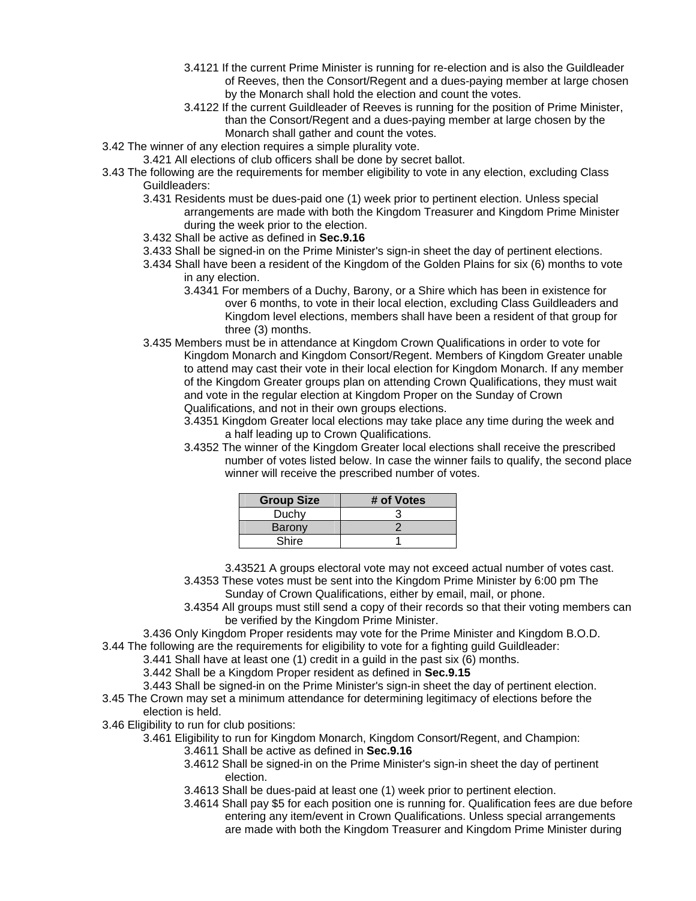3.4121 If the current Prime Minister is running for re-election and is also the Guildleader of Reeves, then the Consort/Regent and a dues-paying member at large chosen by the Monarch shall hold the election and count the votes.

3.4122 If the current Guildleader of Reeves is running for the position of Prime Minister, than the Consort/Regent and a dues-paying member at large chosen by the Monarch shall gather and count the votes.

3.42 The winner of any election requires a simple plurality vote.

3.421 All elections of club officers shall be done by secret ballot.

3.43 The following are the requirements for member eligibility to vote in any election, excluding Class Guildleaders:

3.431 Residents must be dues-paid one (1) week prior to pertinent election. Unless special arrangements are made with both the Kingdom Treasurer and Kingdom Prime Minister during the week prior to the election.

3.432 Shall be active as defined in **Sec.9.16**

3.433 Shall be signed-in on the Prime Minister's sign-in sheet the day of pertinent elections.

3.434 Shall have been a resident of the Kingdom of the Golden Plains for six (6) months to vote in any election.

3.4341 For members of a Duchy, Barony, or a Shire which has been in existence for over 6 months, to vote in their local election, excluding Class Guildleaders and Kingdom level elections, members shall have been a resident of that group for three (3) months.

3.435 Members must be in attendance at Kingdom Crown Qualifications in order to vote for Kingdom Monarch and Kingdom Consort/Regent. Members of Kingdom Greater unable to attend may cast their vote in their local election for Kingdom Monarch. If any member of the Kingdom Greater groups plan on attending Crown Qualifications, they must wait and vote in the regular election at Kingdom Proper on the Sunday of Crown Qualifications, and not in their own groups elections.

3.4351 Kingdom Greater local elections may take place any time during the week and a half leading up to Crown Qualifications.

3.4352 The winner of the Kingdom Greater local elections shall receive the prescribed number of votes listed below. In case the winner fails to qualify, the second place winner will receive the prescribed number of votes.

| Group Size | # of Votes |
|---|---|
| Duchy | 3 |
| Barony | 2 |
| Shire | 1 |

3.43521 A groups electoral vote may not exceed actual number of votes cast.

3.4353 These votes must be sent into the Kingdom Prime Minister by 6:00 pm The Sunday of Crown Qualifications, either by email, mail, or phone.

3.4354 All groups must still send a copy of their records so that their voting members can be verified by the Kingdom Prime Minister.

3.436 Only Kingdom Proper residents may vote for the Prime Minister and Kingdom B.O.D.

3.44 The following are the requirements for eligibility to vote for a fighting guild Guildleader:

3.441 Shall have at least one (1) credit in a guild in the past six (6) months.

3.442 Shall be a Kingdom Proper resident as defined in **Sec.9.15**

3.443 Shall be signed-in on the Prime Minister's sign-in sheet the day of pertinent election.

3.45 The Crown may set a minimum attendance for determining legitimacy of elections before the election is held.

3.46 Eligibility to run for club positions:

3.461 Eligibility to run for Kingdom Monarch, Kingdom Consort/Regent, and Champion:

3.4611 Shall be active as defined in **Sec.9.16**

3.4612 Shall be signed-in on the Prime Minister's sign-in sheet the day of pertinent election.

3.4613 Shall be dues-paid at least one (1) week prior to pertinent election.

3.4614 Shall pay $5 for each position one is running for. Qualification fees are due before entering any item/event in Crown Qualifications. Unless special arrangements are made with both the Kingdom Treasurer and Kingdom Prime Minister during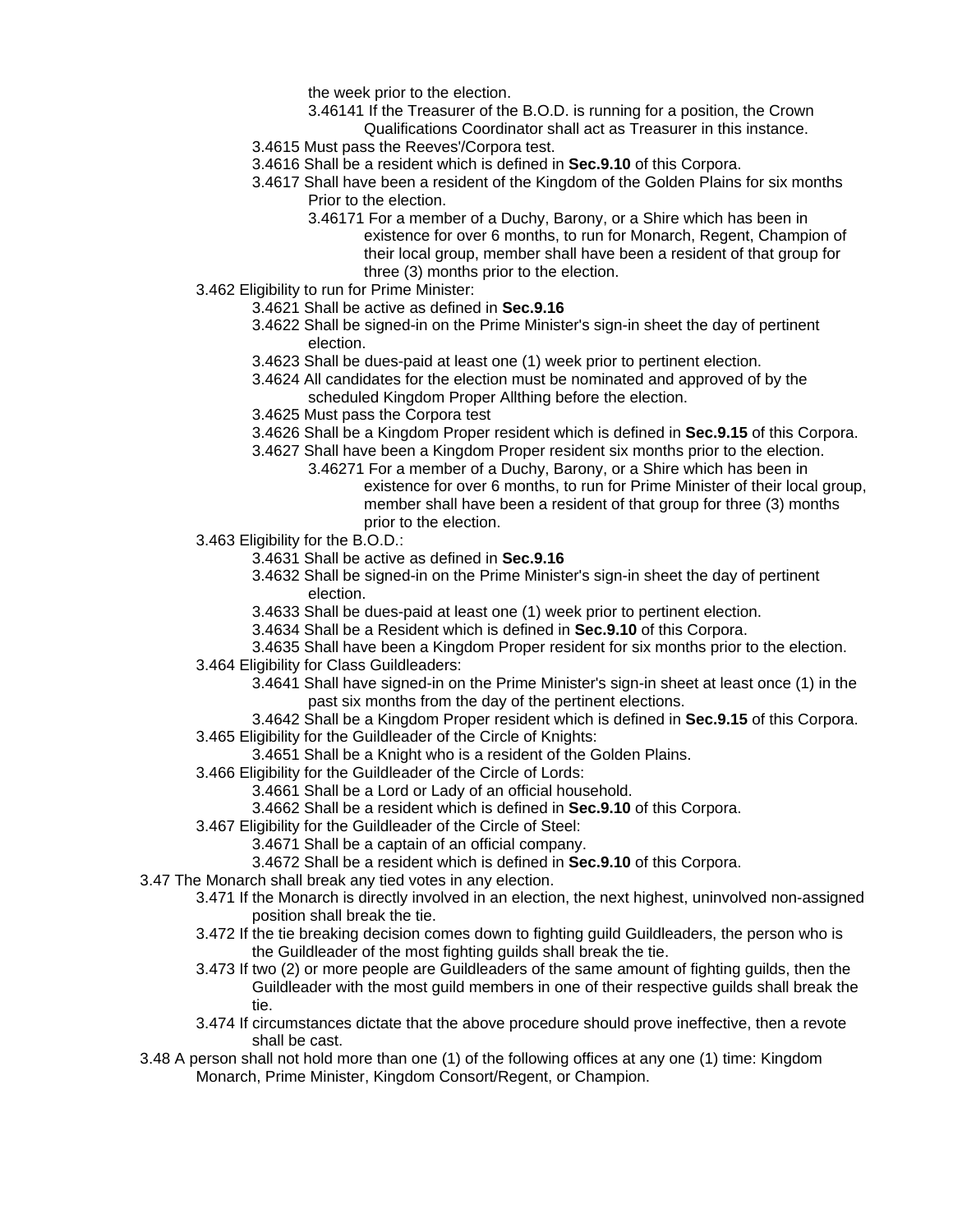the week prior to the election.

3.46141 If the Treasurer of the B.O.D. is running for a position, the Crown Qualifications Coordinator shall act as Treasurer in this instance.

3.4615 Must pass the Reeves'/Corpora test.

3.4616 Shall be a resident which is defined in **Sec.9.10** of this Corpora.

3.4617 Shall have been a resident of the Kingdom of the Golden Plains for six months Prior to the election.

3.46171 For a member of a Duchy, Barony, or a Shire which has been in existence for over 6 months, to run for Monarch, Regent, Champion of their local group, member shall have been a resident of that group for three (3) months prior to the election.

3.462 Eligibility to run for Prime Minister:

3.4621 Shall be active as defined in **Sec.9.16**

3.4622 Shall be signed-in on the Prime Minister's sign-in sheet the day of pertinent election.

3.4623 Shall be dues-paid at least one (1) week prior to pertinent election.

3.4624 All candidates for the election must be nominated and approved of by the scheduled Kingdom Proper Allthing before the election.

3.4625 Must pass the Corpora test

3.4626 Shall be a Kingdom Proper resident which is defined in **Sec.9.15** of this Corpora.

3.4627 Shall have been a Kingdom Proper resident six months prior to the election.

3.46271 For a member of a Duchy, Barony, or a Shire which has been in existence for over 6 months, to run for Prime Minister of their local group, member shall have been a resident of that group for three (3) months prior to the election.

3.463 Eligibility for the B.O.D.:

3.4631 Shall be active as defined in **Sec.9.16**

3.4632 Shall be signed-in on the Prime Minister's sign-in sheet the day of pertinent election.

3.4633 Shall be dues-paid at least one (1) week prior to pertinent election.

3.4634 Shall be a Resident which is defined in **Sec.9.10** of this Corpora.

3.4635 Shall have been a Kingdom Proper resident for six months prior to the election.

3.464 Eligibility for Class Guildleaders:

3.4641 Shall have signed-in on the Prime Minister's sign-in sheet at least once (1) in the past six months from the day of the pertinent elections.

3.4642 Shall be a Kingdom Proper resident which is defined in **Sec.9.15** of this Corpora.

3.465 Eligibility for the Guildleader of the Circle of Knights:

3.4651 Shall be a Knight who is a resident of the Golden Plains.

3.466 Eligibility for the Guildleader of the Circle of Lords:

3.4661 Shall be a Lord or Lady of an official household.

3.4662 Shall be a resident which is defined in **Sec.9.10** of this Corpora.

3.467 Eligibility for the Guildleader of the Circle of Steel:

3.4671 Shall be a captain of an official company.

3.4672 Shall be a resident which is defined in **Sec.9.10** of this Corpora.

3.47 The Monarch shall break any tied votes in any election.

3.471 If the Monarch is directly involved in an election, the next highest, uninvolved non-assigned position shall break the tie.

3.472 If the tie breaking decision comes down to fighting guild Guildleaders, the person who is the Guildleader of the most fighting guilds shall break the tie.

3.473 If two (2) or more people are Guildleaders of the same amount of fighting guilds, then the Guildleader with the most guild members in one of their respective guilds shall break the tie.

3.474 If circumstances dictate that the above procedure should prove ineffective, then a revote shall be cast.

3.48 A person shall not hold more than one (1) of the following offices at any one (1) time: Kingdom Monarch, Prime Minister, Kingdom Consort/Regent, or Champion.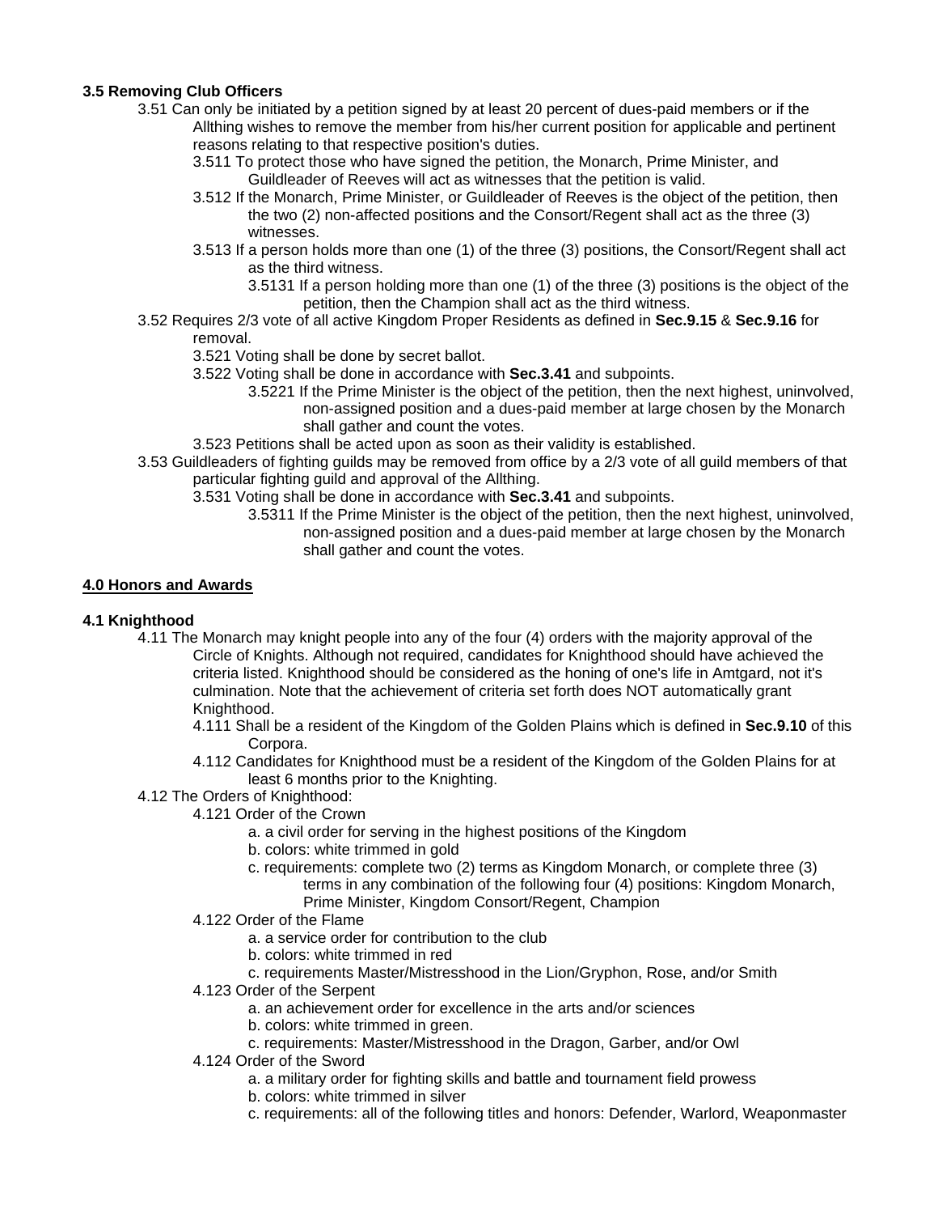**3.5 Removing Club Officers**

3.51 Can only be initiated by a petition signed by at least 20 percent of dues-paid members or if the Allthing wishes to remove the member from his/her current position for applicable and pertinent reasons relating to that respective position's duties.

- 3.511 To protect those who have signed the petition, the Monarch, Prime Minister, and Guildleader of Reeves will act as witnesses that the petition is valid.
- 3.512 If the Monarch, Prime Minister, or Guildleader of Reeves is the object of the petition, then the two (2) non-affected positions and the Consort/Regent shall act as the three (3) witnesses.
- 3.513 If a person holds more than one (1) of the three (3) positions, the Consort/Regent shall act as the third witness.
  - 3.5131 If a person holding more than one (1) of the three (3) positions is the object of the petition, then the Champion shall act as the third witness.

3.52 Requires 2/3 vote of all active Kingdom Proper Residents as defined in **Sec.9.15** & **Sec.9.16** for removal.

- 3.521 Voting shall be done by secret ballot.
- 3.522 Voting shall be done in accordance with **Sec.3.41** and subpoints.
  - 3.5221 If the Prime Minister is the object of the petition, then the next highest, uninvolved, non-assigned position and a dues-paid member at large chosen by the Monarch shall gather and count the votes.
- 3.523 Petitions shall be acted upon as soon as their validity is established.

3.53 Guildleaders of fighting guilds may be removed from office by a 2/3 vote of all guild members of that particular fighting guild and approval of the Allthing.

- 3.531 Voting shall be done in accordance with **Sec.3.41** and subpoints.
  - 3.5311 If the Prime Minister is the object of the petition, then the next highest, uninvolved, non-assigned position and a dues-paid member at large chosen by the Monarch shall gather and count the votes.

## 4.0 Honors and Awards

**4.1 Knighthood**

4.11 The Monarch may knight people into any of the four (4) orders with the majority approval of the Circle of Knights. Although not required, candidates for Knighthood should have achieved the criteria listed. Knighthood should be considered as the honing of one's life in Amtgard, not it's culmination. Note that the achievement of criteria set forth does NOT automatically grant Knighthood.

- 4.111 Shall be a resident of the Kingdom of the Golden Plains which is defined in **Sec.9.10** of this Corpora.
- 4.112 Candidates for Knighthood must be a resident of the Kingdom of the Golden Plains for at least 6 months prior to the Knighting.

4.12 The Orders of Knighthood:

- 4.121 Order of the Crown
  - a. a civil order for serving in the highest positions of the Kingdom
  - b. colors: white trimmed in gold
  - c. requirements: complete two (2) terms as Kingdom Monarch, or complete three (3) terms in any combination of the following four (4) positions: Kingdom Monarch, Prime Minister, Kingdom Consort/Regent, Champion
- 4.122 Order of the Flame
  - a. a service order for contribution to the club
  - b. colors: white trimmed in red
  - c. requirements Master/Mistresshood in the Lion/Gryphon, Rose, and/or Smith
- 4.123 Order of the Serpent
  - a. an achievement order for excellence in the arts and/or sciences
  - b. colors: white trimmed in green.
  - c. requirements: Master/Mistresshood in the Dragon, Garber, and/or Owl
- 4.124 Order of the Sword
  - a. a military order for fighting skills and battle and tournament field prowess
  - b. colors: white trimmed in silver
  - c. requirements: all of the following titles and honors: Defender, Warlord, Weaponmaster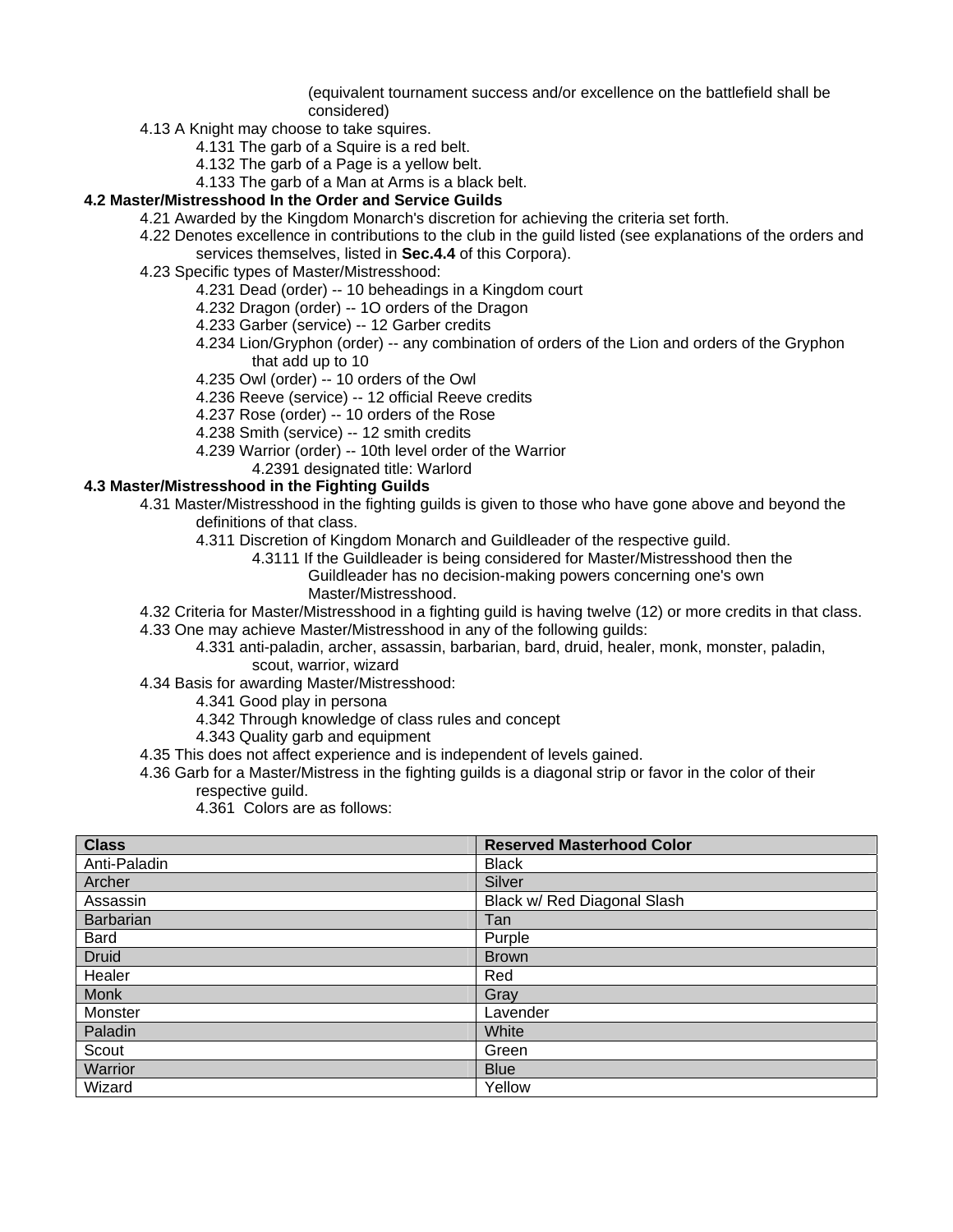(equivalent tournament success and/or excellence on the battlefield shall be considered)

4.13 A Knight may choose to take squires.

- 4.131 The garb of a Squire is a red belt.
- 4.132 The garb of a Page is a yellow belt.
- 4.133 The garb of a Man at Arms is a black belt.

**4.2 Master/Mistresshood In the Order and Service Guilds**

4.21 Awarded by the Kingdom Monarch's discretion for achieving the criteria set forth.

4.22 Denotes excellence in contributions to the club in the guild listed (see explanations of the orders and services themselves, listed in **Sec.4.4** of this Corpora).

4.23 Specific types of Master/Mistresshood:

- 4.231 Dead (order) -- 10 beheadings in a Kingdom court
- 4.232 Dragon (order) -- 1O orders of the Dragon
- 4.233 Garber (service) -- 12 Garber credits
- 4.234 Lion/Gryphon (order) -- any combination of orders of the Lion and orders of the Gryphon that add up to 10
- 4.235 Owl (order) -- 10 orders of the Owl
- 4.236 Reeve (service) -- 12 official Reeve credits
- 4.237 Rose (order) -- 10 orders of the Rose
- 4.238 Smith (service) -- 12 smith credits
- 4.239 Warrior (order) -- 10th level order of the Warrior
    - 4.2391 designated title: Warlord

**4.3 Master/Mistresshood in the Fighting Guilds**

4.31 Master/Mistresshood in the fighting guilds is given to those who have gone above and beyond the definitions of that class.

- 4.311 Discretion of Kingdom Monarch and Guildleader of the respective guild.
    - 4.3111 If the Guildleader is being considered for Master/Mistresshood then the Guildleader has no decision-making powers concerning one's own Master/Mistresshood.

4.32 Criteria for Master/Mistresshood in a fighting guild is having twelve (12) or more credits in that class.

4.33 One may achieve Master/Mistresshood in any of the following guilds:

- 4.331 anti-paladin, archer, assassin, barbarian, bard, druid, healer, monk, monster, paladin, scout, warrior, wizard

4.34 Basis for awarding Master/Mistresshood:

- 4.341 Good play in persona
- 4.342 Through knowledge of class rules and concept
- 4.343 Quality garb and equipment

4.35 This does not affect experience and is independent of levels gained.

4.36 Garb for a Master/Mistress in the fighting guilds is a diagonal strip or favor in the color of their respective guild.

- 4.361 Colors are as follows:

| Class | Reserved Masterhood Color |
|---|---|
| Anti-Paladin | Black |
| Archer | Silver |
| Assassin | Black w/ Red Diagonal Slash |
| Barbarian | Tan |
| Bard | Purple |
| Druid | Brown |
| Healer | Red |
| Monk | Gray |
| Monster | Lavender |
| Paladin | White |
| Scout | Green |
| Warrior | Blue |
| Wizard | Yellow |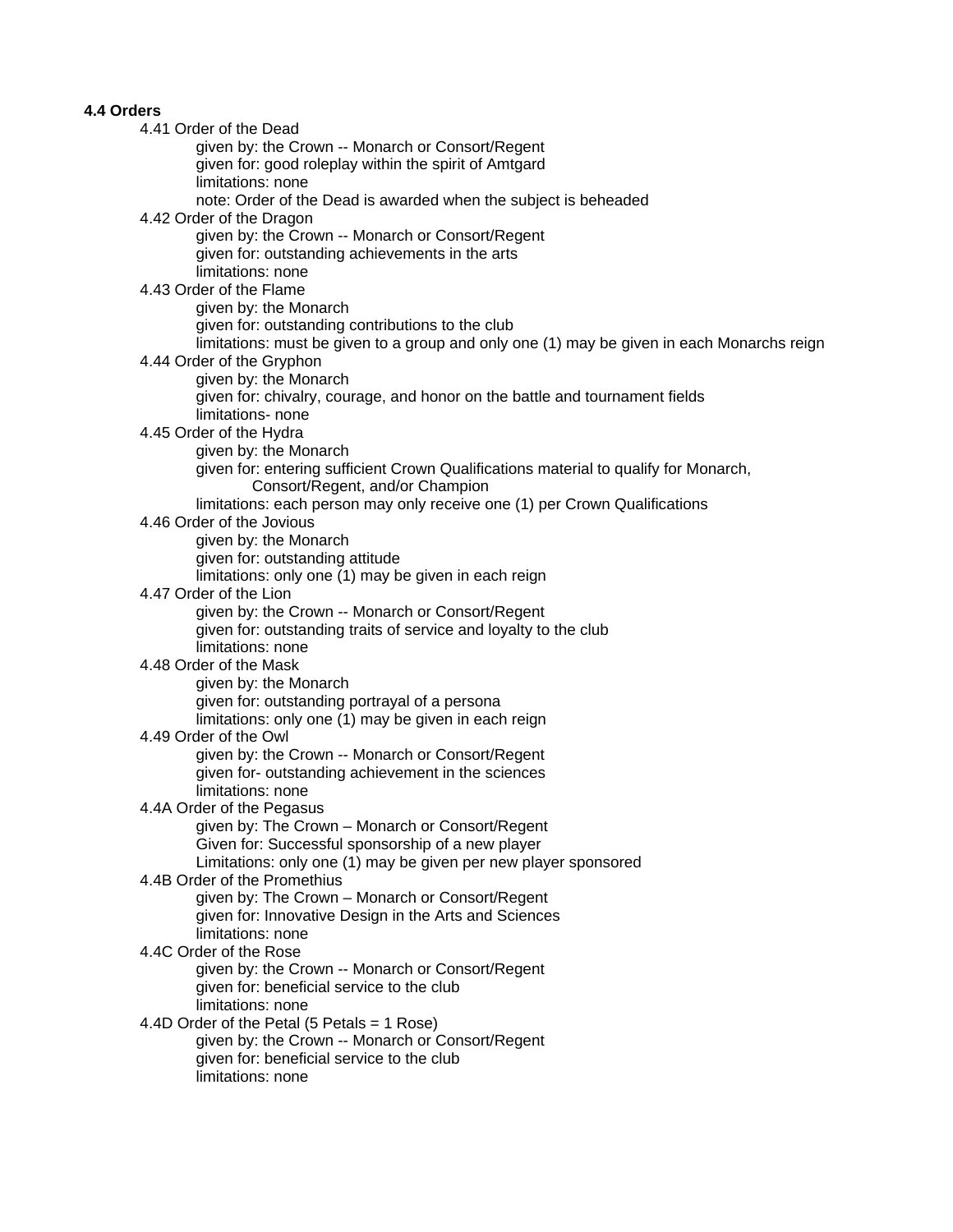**4.4 Orders**

- 4.41 Order of the Dead
  - given by: the Crown -- Monarch or Consort/Regent
  - given for: good roleplay within the spirit of Amtgard
  - limitations: none
  - note: Order of the Dead is awarded when the subject is beheaded
- 4.42 Order of the Dragon
  - given by: the Crown -- Monarch or Consort/Regent
  - given for: outstanding achievements in the arts
  - limitations: none
- 4.43 Order of the Flame
  - given by: the Monarch
  - given for: outstanding contributions to the club
  - limitations: must be given to a group and only one (1) may be given in each Monarchs reign
- 4.44 Order of the Gryphon
  - given by: the Monarch
  - given for: chivalry, courage, and honor on the battle and tournament fields
  - limitations- none
- 4.45 Order of the Hydra
  - given by: the Monarch
  - given for: entering sufficient Crown Qualifications material to qualify for Monarch, Consort/Regent, and/or Champion
  - limitations: each person may only receive one (1) per Crown Qualifications
- 4.46 Order of the Jovious
  - given by: the Monarch
  - given for: outstanding attitude
  - limitations: only one (1) may be given in each reign
- 4.47 Order of the Lion
  - given by: the Crown -- Monarch or Consort/Regent
  - given for: outstanding traits of service and loyalty to the club
  - limitations: none
- 4.48 Order of the Mask
  - given by: the Monarch
  - given for: outstanding portrayal of a persona
  - limitations: only one (1) may be given in each reign
- 4.49 Order of the Owl
  - given by: the Crown -- Monarch or Consort/Regent
  - given for- outstanding achievement in the sciences
  - limitations: none
- 4.4A Order of the Pegasus
  - given by: The Crown – Monarch or Consort/Regent
  - Given for: Successful sponsorship of a new player
  - Limitations: only one (1) may be given per new player sponsored
- 4.4B Order of the Promethius
  - given by: The Crown – Monarch or Consort/Regent
  - given for: Innovative Design in the Arts and Sciences
  - limitations: none
- 4.4C Order of the Rose
  - given by: the Crown -- Monarch or Consort/Regent
  - given for: beneficial service to the club
  - limitations: none
- 4.4D Order of the Petal (5 Petals = 1 Rose)
  - given by: the Crown -- Monarch or Consort/Regent
  - given for: beneficial service to the club
  - limitations: none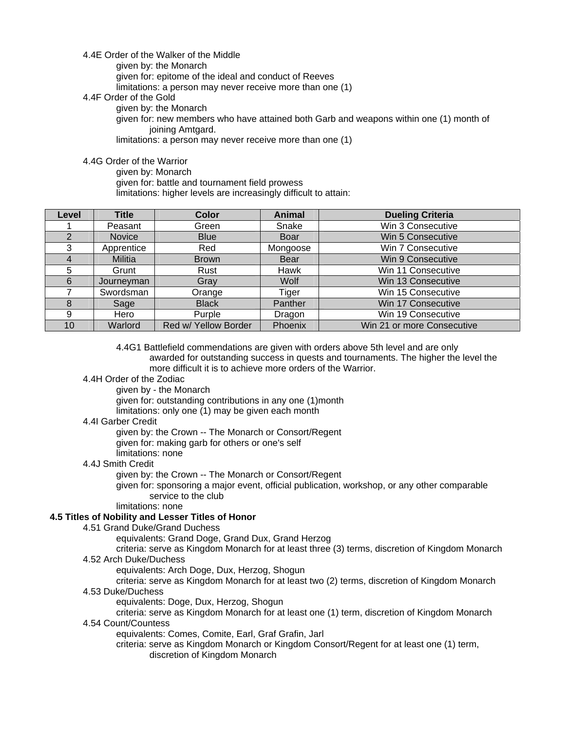4.4E Order of the Walker of the Middle

given by: the Monarch

given for: epitome of the ideal and conduct of Reeves

limitations: a person may never receive more than one (1)

4.4F Order of the Gold

given by: the Monarch

given for: new members who have attained both Garb and weapons within one (1) month of joining Amtgard.

limitations: a person may never receive more than one (1)

4.4G Order of the Warrior

given by: Monarch

given for: battle and tournament field prowess

limitations: higher levels are increasingly difficult to attain:

| Level | Title | Color | Animal | Dueling Criteria |
|---|---|---|---|---|
| 1 | Peasant | Green | Snake | Win 3 Consecutive |
| 2 | Novice | Blue | Boar | Win 5 Consecutive |
| 3 | Apprentice | Red | Mongoose | Win 7 Consecutive |
| 4 | Militia | Brown | Bear | Win 9 Consecutive |
| 5 | Grunt | Rust | Hawk | Win 11 Consecutive |
| 6 | Journeyman | Gray | Wolf | Win 13 Consecutive |
| 7 | Swordsman | Orange | Tiger | Win 15 Consecutive |
| 8 | Sage | Black | Panther | Win 17 Consecutive |
| 9 | Hero | Purple | Dragon | Win 19 Consecutive |
| 10 | Warlord | Red w/ Yellow Border | Phoenix | Win 21 or more Consecutive |

4.4G1 Battlefield commendations are given with orders above 5th level and are only awarded for outstanding success in quests and tournaments. The higher the level the more difficult it is to achieve more orders of the Warrior.

4.4H Order of the Zodiac

given by - the Monarch

given for: outstanding contributions in any one (1)month

limitations: only one (1) may be given each month

4.4I Garber Credit

given by: the Crown -- The Monarch or Consort/Regent

given for: making garb for others or one's self

limitations: none

4.4J Smith Credit

given by: the Crown -- The Monarch or Consort/Regent

given for: sponsoring a major event, official publication, workshop, or any other comparable service to the club

limitations: none

**4.5 Titles of Nobility and Lesser Titles of Honor**

4.51 Grand Duke/Grand Duchess

equivalents: Grand Doge, Grand Dux, Grand Herzog

criteria: serve as Kingdom Monarch for at least three (3) terms, discretion of Kingdom Monarch

4.52 Arch Duke/Duchess

equivalents: Arch Doge, Dux, Herzog, Shogun

criteria: serve as Kingdom Monarch for at least two (2) terms, discretion of Kingdom Monarch

4.53 Duke/Duchess

equivalents: Doge, Dux, Herzog, Shogun

criteria: serve as Kingdom Monarch for at least one (1) term, discretion of Kingdom Monarch

4.54 Count/Countess

equivalents: Comes, Comite, Earl, Graf Grafin, Jarl

criteria: serve as Kingdom Monarch or Kingdom Consort/Regent for at least one (1) term, discretion of Kingdom Monarch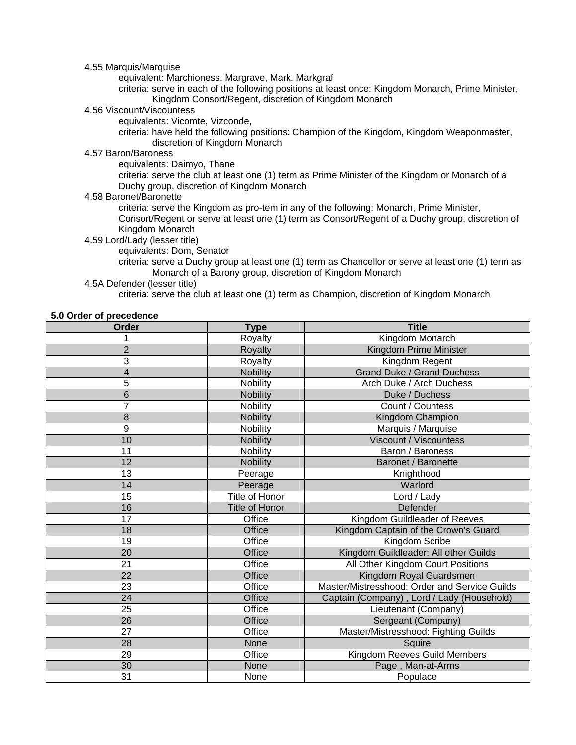4.55 Marquis/Marquise

equivalent: Marchioness, Margrave, Mark, Markgraf

criteria: serve in each of the following positions at least once: Kingdom Monarch, Prime Minister, Kingdom Consort/Regent, discretion of Kingdom Monarch

4.56 Viscount/Viscountess

equivalents: Vicomte, Vizconde,

criteria: have held the following positions: Champion of the Kingdom, Kingdom Weaponmaster, discretion of Kingdom Monarch

4.57 Baron/Baroness

equivalents: Daimyo, Thane

criteria: serve the club at least one (1) term as Prime Minister of the Kingdom or Monarch of a Duchy group, discretion of Kingdom Monarch

4.58 Baronet/Baronette

criteria: serve the Kingdom as pro-tem in any of the following: Monarch, Prime Minister, Consort/Regent or serve at least one (1) term as Consort/Regent of a Duchy group, discretion of Kingdom Monarch

4.59 Lord/Lady (lesser title)

equivalents: Dom, Senator

criteria: serve a Duchy group at least one (1) term as Chancellor or serve at least one (1) term as Monarch of a Barony group, discretion of Kingdom Monarch

4.5A Defender (lesser title)

criteria: serve the club at least one (1) term as Champion, discretion of Kingdom Monarch

**5.0 Order of precedence**

| Order | Type | Title |
|---|---|---|
| 1 | Royalty | Kingdom Monarch |
| 2 | Royalty | Kingdom Prime Minister |
| 3 | Royalty | Kingdom Regent |
| 4 | Nobility | Grand Duke / Grand Duchess |
| 5 | Nobility | Arch Duke / Arch Duchess |
| 6 | Nobility | Duke / Duchess |
| 7 | Nobility | Count / Countess |
| 8 | Nobility | Kingdom Champion |
| 9 | Nobility | Marquis / Marquise |
| 10 | Nobility | Viscount / Viscountess |
| 11 | Nobility | Baron / Baroness |
| 12 | Nobility | Baronet / Baronette |
| 13 | Peerage | Knighthood |
| 14 | Peerage | Warlord |
| 15 | Title of Honor | Lord / Lady |
| 16 | Title of Honor | Defender |
| 17 | Office | Kingdom Guildleader of Reeves |
| 18 | Office | Kingdom Captain of the Crown's Guard |
| 19 | Office | Kingdom Scribe |
| 20 | Office | Kingdom Guildleader: All other Guilds |
| 21 | Office | All Other Kingdom Court Positions |
| 22 | Office | Kingdom Royal Guardsmen |
| 23 | Office | Master/Mistresshood: Order and Service Guilds |
| 24 | Office | Captain (Company) , Lord / Lady (Household) |
| 25 | Office | Lieutenant (Company) |
| 26 | Office | Sergeant (Company) |
| 27 | Office | Master/Mistresshood: Fighting Guilds |
| 28 | None | Squire |
| 29 | Office | Kingdom Reeves Guild Members |
| 30 | None | Page , Man-at-Arms |
| 31 | None | Populace |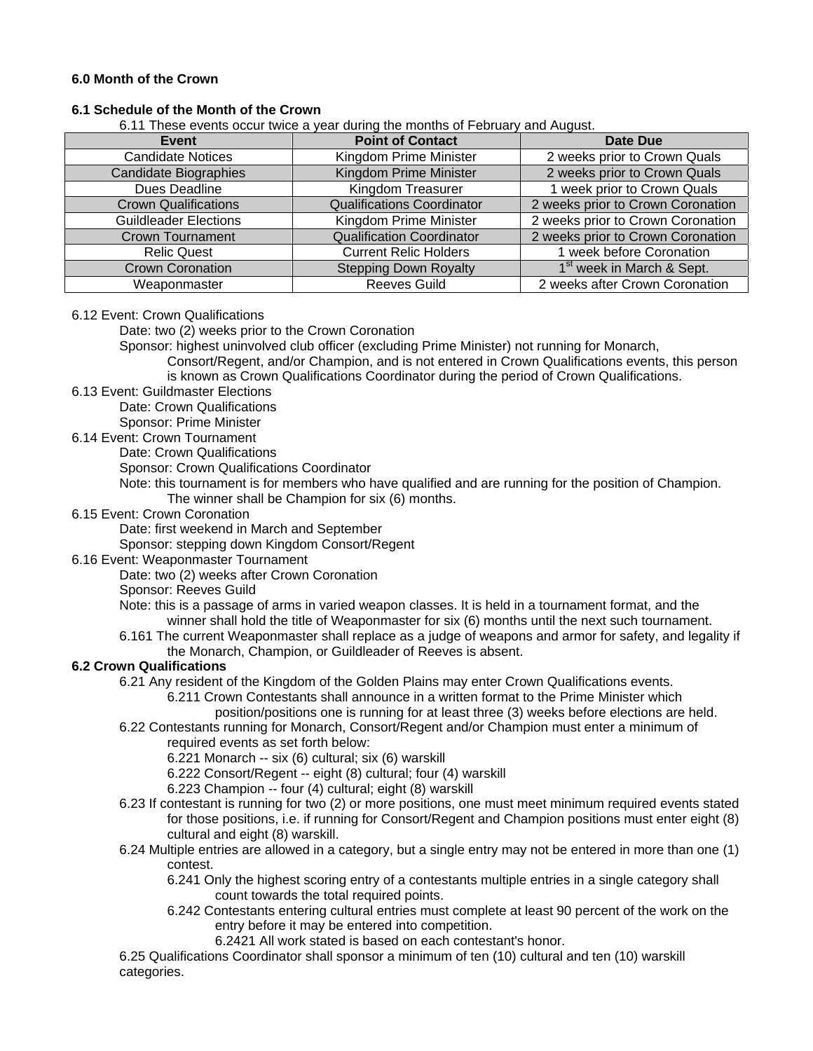**6.0 Month of the Crown**

**6.1 Schedule of the Month of the Crown**

6.11 These events occur twice a year during the months of February and August.

| Event | Point of Contact | Date Due |
|---|---|---|
| Candidate Notices | Kingdom Prime Minister | 2 weeks prior to Crown Quals |
| Candidate Biographies | Kingdom Prime Minister | 2 weeks prior to Crown Quals |
| Dues Deadline | Kingdom Treasurer | 1 week prior to Crown Quals |
| Crown Qualifications | Qualifications Coordinator | 2 weeks prior to Crown Coronation |
| Guildleader Elections | Kingdom Prime Minister | 2 weeks prior to Crown Coronation |
| Crown Tournament | Qualification Coordinator | 2 weeks prior to Crown Coronation |
| Relic Quest | Current Relic Holders | 1 week before Coronation |
| Crown Coronation | Stepping Down Royalty | 1st week in March & Sept. |
| Weaponmaster | Reeves Guild | 2 weeks after Crown Coronation |

6.12 Event: Crown Qualifications
- Date: two (2) weeks prior to the Crown Coronation
- Sponsor: highest uninvolved club officer (excluding Prime Minister) not running for Monarch, Consort/Regent, and/or Champion, and is not entered in Crown Qualifications events, this person is known as Crown Qualifications Coordinator during the period of Crown Qualifications.

6.13 Event: Guildmaster Elections
- Date: Crown Qualifications
- Sponsor: Prime Minister

6.14 Event: Crown Tournament
- Date: Crown Qualifications
- Sponsor: Crown Qualifications Coordinator
- Note: this tournament is for members who have qualified and are running for the position of Champion. The winner shall be Champion for six (6) months.

6.15 Event: Crown Coronation
- Date: first weekend in March and September
- Sponsor: stepping down Kingdom Consort/Regent

6.16 Event: Weaponmaster Tournament
- Date: two (2) weeks after Crown Coronation
- Sponsor: Reeves Guild
- Note: this is a passage of arms in varied weapon classes. It is held in a tournament format, and the winner shall hold the title of Weaponmaster for six (6) months until the next such tournament.
- 6.161 The current Weaponmaster shall replace as a judge of weapons and armor for safety, and legality if the Monarch, Champion, or Guildleader of Reeves is absent.

**6.2 Crown Qualifications**

6.21 Any resident of the Kingdom of the Golden Plains may enter Crown Qualifications events.
- 6.211 Crown Contestants shall announce in a written format to the Prime Minister which position/positions one is running for at least three (3) weeks before elections are held.

6.22 Contestants running for Monarch, Consort/Regent and/or Champion must enter a minimum of required events as set forth below:
- 6.221 Monarch -- six (6) cultural; six (6) warskill
- 6.222 Consort/Regent -- eight (8) cultural; four (4) warskill
- 6.223 Champion -- four (4) cultural; eight (8) warskill

6.23 If contestant is running for two (2) or more positions, one must meet minimum required events stated for those positions, i.e. if running for Consort/Regent and Champion positions must enter eight (8) cultural and eight (8) warskill.

6.24 Multiple entries are allowed in a category, but a single entry may not be entered in more than one (1) contest.
- 6.241 Only the highest scoring entry of a contestants multiple entries in a single category shall count towards the total required points.
- 6.242 Contestants entering cultural entries must complete at least 90 percent of the work on the entry before it may be entered into competition.
  - 6.2421 All work stated is based on each contestant's honor.

6.25 Qualifications Coordinator shall sponsor a minimum of ten (10) cultural and ten (10) warskill categories.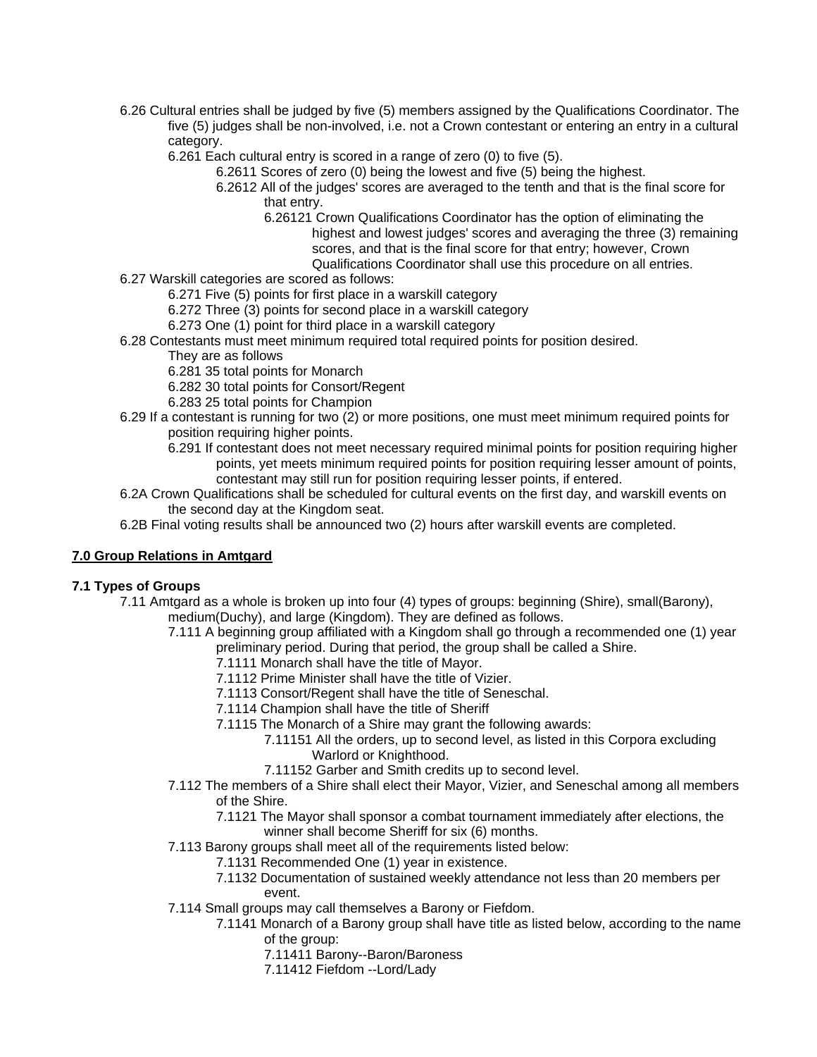6.26 Cultural entries shall be judged by five (5) members assigned by the Qualifications Coordinator. The five (5) judges shall be non-involved, i.e. not a Crown contestant or entering an entry in a cultural category.

- 6.261 Each cultural entry is scored in a range of zero (0) to five (5).
  - 6.2611 Scores of zero (0) being the lowest and five (5) being the highest.
  - 6.2612 All of the judges' scores are averaged to the tenth and that is the final score for that entry.
    - 6.26121 Crown Qualifications Coordinator has the option of eliminating the highest and lowest judges' scores and averaging the three (3) remaining scores, and that is the final score for that entry; however, Crown Qualifications Coordinator shall use this procedure on all entries.

6.27 Warskill categories are scored as follows:

- 6.271 Five (5) points for first place in a warskill category
- 6.272 Three (3) points for second place in a warskill category
- 6.273 One (1) point for third place in a warskill category

6.28 Contestants must meet minimum required total required points for position desired. They are as follows

- 6.281 35 total points for Monarch
- 6.282 30 total points for Consort/Regent
- 6.283 25 total points for Champion

6.29 If a contestant is running for two (2) or more positions, one must meet minimum required points for position requiring higher points.

- 6.291 If contestant does not meet necessary required minimal points for position requiring higher points, yet meets minimum required points for position requiring lesser amount of points, contestant may still run for position requiring lesser points, if entered.

6.2A Crown Qualifications shall be scheduled for cultural events on the first day, and warskill events on the second day at the Kingdom seat.

6.2B Final voting results shall be announced two (2) hours after warskill events are completed.

## 7.0 Group Relations in Amtgard

### 7.1 Types of Groups

7.11 Amtgard as a whole is broken up into four (4) types of groups: beginning (Shire), small(Barony), medium(Duchy), and large (Kingdom). They are defined as follows.

- 7.111 A beginning group affiliated with a Kingdom shall go through a recommended one (1) year preliminary period. During that period, the group shall be called a Shire.
  - 7.1111 Monarch shall have the title of Mayor.
  - 7.1112 Prime Minister shall have the title of Vizier.
  - 7.1113 Consort/Regent shall have the title of Seneschal.
  - 7.1114 Champion shall have the title of Sheriff
  - 7.1115 The Monarch of a Shire may grant the following awards:
    - 7.11151 All the orders, up to second level, as listed in this Corpora excluding Warlord or Knighthood.
    - 7.11152 Garber and Smith credits up to second level.
- 7.112 The members of a Shire shall elect their Mayor, Vizier, and Seneschal among all members of the Shire.
  - 7.1121 The Mayor shall sponsor a combat tournament immediately after elections, the winner shall become Sheriff for six (6) months.
- 7.113 Barony groups shall meet all of the requirements listed below:
  - 7.1131 Recommended One (1) year in existence.
  - 7.1132 Documentation of sustained weekly attendance not less than 20 members per event.
- 7.114 Small groups may call themselves a Barony or Fiefdom.
  - 7.1141 Monarch of a Barony group shall have title as listed below, according to the name of the group:
    - 7.11411 Barony--Baron/Baroness
    - 7.11412 Fiefdom --Lord/Lady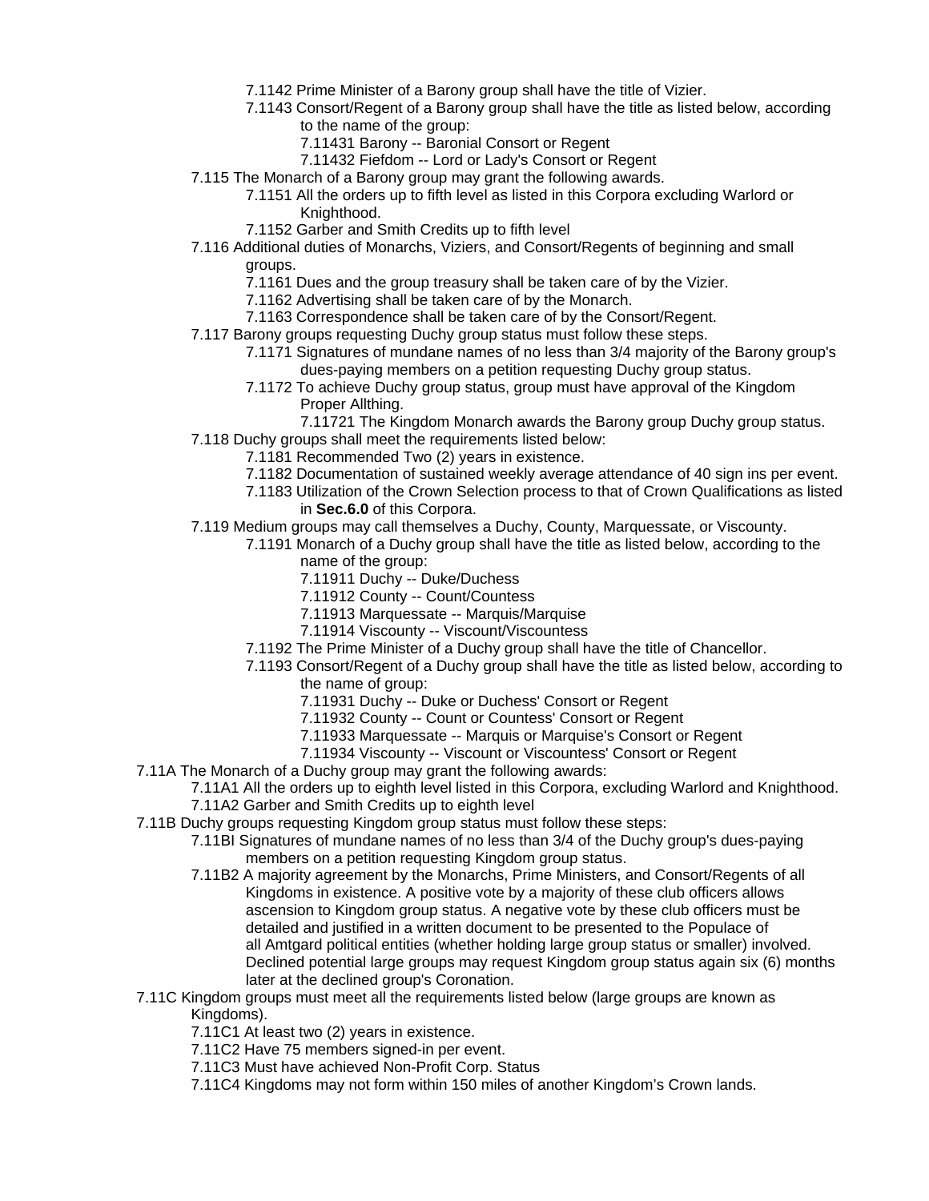7.1142 Prime Minister of a Barony group shall have the title of Vizier.

7.1143 Consort/Regent of a Barony group shall have the title as listed below, according to the name of the group:

7.11431 Barony -- Baronial Consort or Regent

7.11432 Fiefdom -- Lord or Lady's Consort or Regent

7.115 The Monarch of a Barony group may grant the following awards.

7.1151 All the orders up to fifth level as listed in this Corpora excluding Warlord or Knighthood.

7.1152 Garber and Smith Credits up to fifth level

7.116 Additional duties of Monarchs, Viziers, and Consort/Regents of beginning and small groups.

7.1161 Dues and the group treasury shall be taken care of by the Vizier.

7.1162 Advertising shall be taken care of by the Monarch.

7.1163 Correspondence shall be taken care of by the Consort/Regent.

7.117 Barony groups requesting Duchy group status must follow these steps.

7.1171 Signatures of mundane names of no less than 3/4 majority of the Barony group's dues-paying members on a petition requesting Duchy group status.

7.1172 To achieve Duchy group status, group must have approval of the Kingdom Proper Allthing.

7.11721 The Kingdom Monarch awards the Barony group Duchy group status.

7.118 Duchy groups shall meet the requirements listed below:

7.1181 Recommended Two (2) years in existence.

7.1182 Documentation of sustained weekly average attendance of 40 sign ins per event.

7.1183 Utilization of the Crown Selection process to that of Crown Qualifications as listed in **Sec.6.0** of this Corpora.

7.119 Medium groups may call themselves a Duchy, County, Marquessate, or Viscounty.

7.1191 Monarch of a Duchy group shall have the title as listed below, according to the name of the group:

7.11911 Duchy -- Duke/Duchess

7.11912 County -- Count/Countess

7.11913 Marquessate -- Marquis/Marquise

7.11914 Viscounty -- Viscount/Viscountess

7.1192 The Prime Minister of a Duchy group shall have the title of Chancellor.

7.1193 Consort/Regent of a Duchy group shall have the title as listed below, according to the name of group:

7.11931 Duchy -- Duke or Duchess' Consort or Regent

7.11932 County -- Count or Countess' Consort or Regent

7.11933 Marquessate -- Marquis or Marquise's Consort or Regent

7.11934 Viscounty -- Viscount or Viscountess' Consort or Regent

7.11A The Monarch of a Duchy group may grant the following awards:

7.11A1 All the orders up to eighth level listed in this Corpora, excluding Warlord and Knighthood.

7.11A2 Garber and Smith Credits up to eighth level

7.11B Duchy groups requesting Kingdom group status must follow these steps:

7.11BI Signatures of mundane names of no less than 3/4 of the Duchy group's dues-paying members on a petition requesting Kingdom group status.

7.11B2 A majority agreement by the Monarchs, Prime Ministers, and Consort/Regents of all Kingdoms in existence. A positive vote by a majority of these club officers allows ascension to Kingdom group status. A negative vote by these club officers must be detailed and justified in a written document to be presented to the Populace of all Amtgard political entities (whether holding large group status or smaller) involved. Declined potential large groups may request Kingdom group status again six (6) months later at the declined group's Coronation.

7.11C Kingdom groups must meet all the requirements listed below (large groups are known as Kingdoms).

7.11C1 At least two (2) years in existence.

7.11C2 Have 75 members signed-in per event.

7.11C3 Must have achieved Non-Profit Corp. Status

7.11C4 Kingdoms may not form within 150 miles of another Kingdom's Crown lands.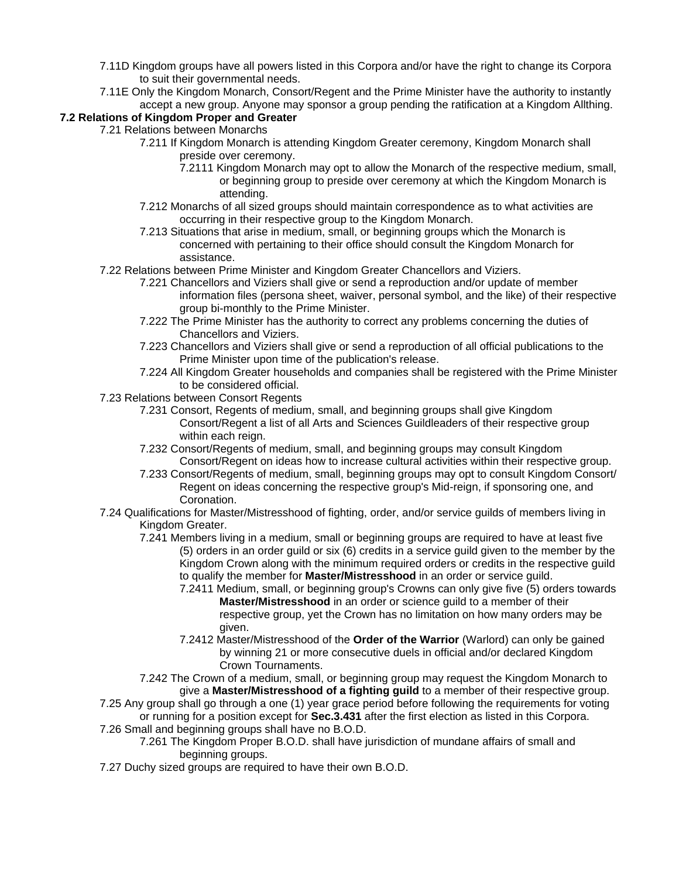7.11D Kingdom groups have all powers listed in this Corpora and/or have the right to change its Corpora to suit their governmental needs.

7.11E Only the Kingdom Monarch, Consort/Regent and the Prime Minister have the authority to instantly accept a new group. Anyone may sponsor a group pending the ratification at a Kingdom Allthing.

**7.2 Relations of Kingdom Proper and Greater**

7.21 Relations between Monarchs

7.211 If Kingdom Monarch is attending Kingdom Greater ceremony, Kingdom Monarch shall preside over ceremony.

7.2111 Kingdom Monarch may opt to allow the Monarch of the respective medium, small, or beginning group to preside over ceremony at which the Kingdom Monarch is attending.

7.212 Monarchs of all sized groups should maintain correspondence as to what activities are occurring in their respective group to the Kingdom Monarch.

7.213 Situations that arise in medium, small, or beginning groups which the Monarch is concerned with pertaining to their office should consult the Kingdom Monarch for assistance.

7.22 Relations between Prime Minister and Kingdom Greater Chancellors and Viziers.

7.221 Chancellors and Viziers shall give or send a reproduction and/or update of member information files (persona sheet, waiver, personal symbol, and the like) of their respective group bi-monthly to the Prime Minister.

7.222 The Prime Minister has the authority to correct any problems concerning the duties of Chancellors and Viziers.

7.223 Chancellors and Viziers shall give or send a reproduction of all official publications to the Prime Minister upon time of the publication's release.

7.224 All Kingdom Greater households and companies shall be registered with the Prime Minister to be considered official.

7.23 Relations between Consort Regents

7.231 Consort, Regents of medium, small, and beginning groups shall give Kingdom Consort/Regent a list of all Arts and Sciences Guildleaders of their respective group within each reign.

7.232 Consort/Regents of medium, small, and beginning groups may consult Kingdom Consort/Regent on ideas how to increase cultural activities within their respective group.

7.233 Consort/Regents of medium, small, beginning groups may opt to consult Kingdom Consort/ Regent on ideas concerning the respective group's Mid-reign, if sponsoring one, and Coronation.

7.24 Qualifications for Master/Mistresshood of fighting, order, and/or service guilds of members living in Kingdom Greater.

7.241 Members living in a medium, small or beginning groups are required to have at least five (5) orders in an order guild or six (6) credits in a service guild given to the member by the Kingdom Crown along with the minimum required orders or credits in the respective guild to qualify the member for **Master/Mistresshood** in an order or service guild.

7.2411 Medium, small, or beginning group's Crowns can only give five (5) orders towards **Master/Mistresshood** in an order or science guild to a member of their respective group, yet the Crown has no limitation on how many orders may be given.

7.2412 Master/Mistresshood of the **Order of the Warrior** (Warlord) can only be gained by winning 21 or more consecutive duels in official and/or declared Kingdom Crown Tournaments.

7.242 The Crown of a medium, small, or beginning group may request the Kingdom Monarch to give a **Master/Mistresshood of a fighting guild** to a member of their respective group.

7.25 Any group shall go through a one (1) year grace period before following the requirements for voting or running for a position except for **Sec.3.431** after the first election as listed in this Corpora.

7.26 Small and beginning groups shall have no B.O.D.

7.261 The Kingdom Proper B.O.D. shall have jurisdiction of mundane affairs of small and beginning groups.

7.27 Duchy sized groups are required to have their own B.O.D.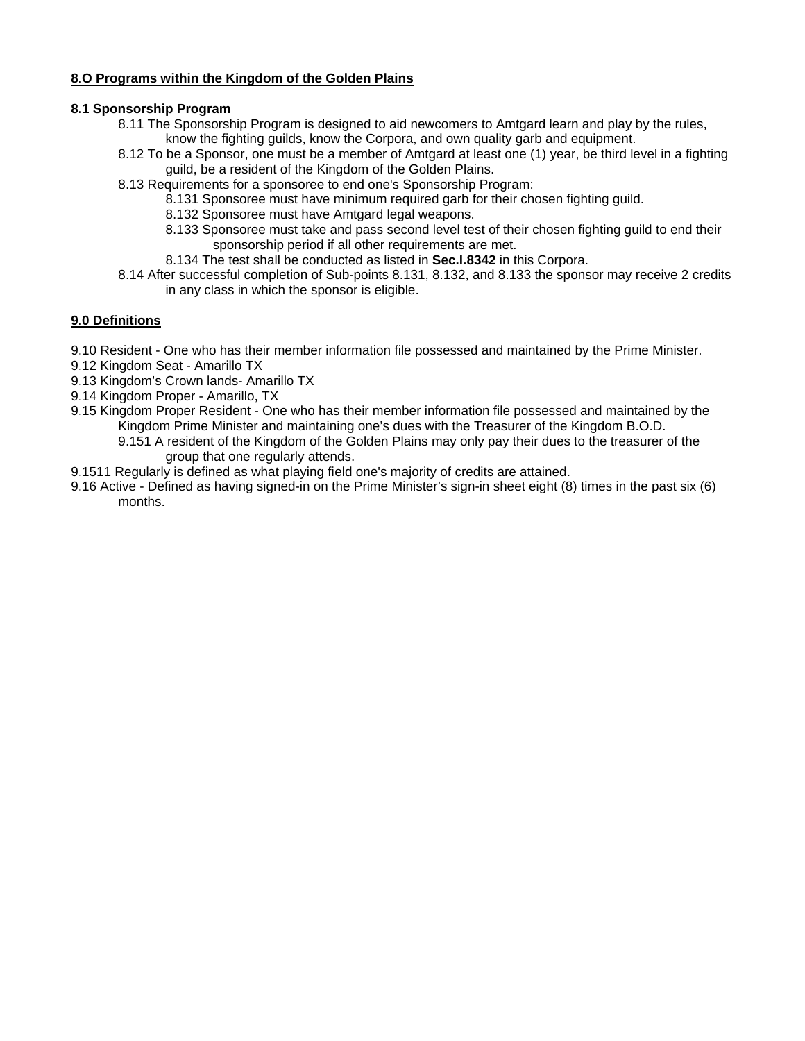**8.O Programs within the Kingdom of the Golden Plains**

**8.1 Sponsorship Program**

8.11 The Sponsorship Program is designed to aid newcomers to Amtgard learn and play by the rules, know the fighting guilds, know the Corpora, and own quality garb and equipment.

8.12 To be a Sponsor, one must be a member of Amtgard at least one (1) year, be third level in a fighting guild, be a resident of the Kingdom of the Golden Plains.

8.13 Requirements for a sponsoree to end one's Sponsorship Program:

- 8.131 Sponsoree must have minimum required garb for their chosen fighting guild.
- 8.132 Sponsoree must have Amtgard legal weapons.
- 8.133 Sponsoree must take and pass second level test of their chosen fighting guild to end their sponsorship period if all other requirements are met.
- 8.134 The test shall be conducted as listed in **Sec.l.8342** in this Corpora.

8.14 After successful completion of Sub-points 8.131, 8.132, and 8.133 the sponsor may receive 2 credits in any class in which the sponsor is eligible.

**9.0 Definitions**

9.10 Resident - One who has their member information file possessed and maintained by the Prime Minister.

9.12 Kingdom Seat - Amarillo TX

9.13 Kingdom's Crown lands- Amarillo TX

9.14 Kingdom Proper - Amarillo, TX

9.15 Kingdom Proper Resident - One who has their member information file possessed and maintained by the Kingdom Prime Minister and maintaining one's dues with the Treasurer of the Kingdom B.O.D.

- 9.151 A resident of the Kingdom of the Golden Plains may only pay their dues to the treasurer of the group that one regularly attends.

9.1511 Regularly is defined as what playing field one's majority of credits are attained.

9.16 Active - Defined as having signed-in on the Prime Minister's sign-in sheet eight (8) times in the past six (6) months.